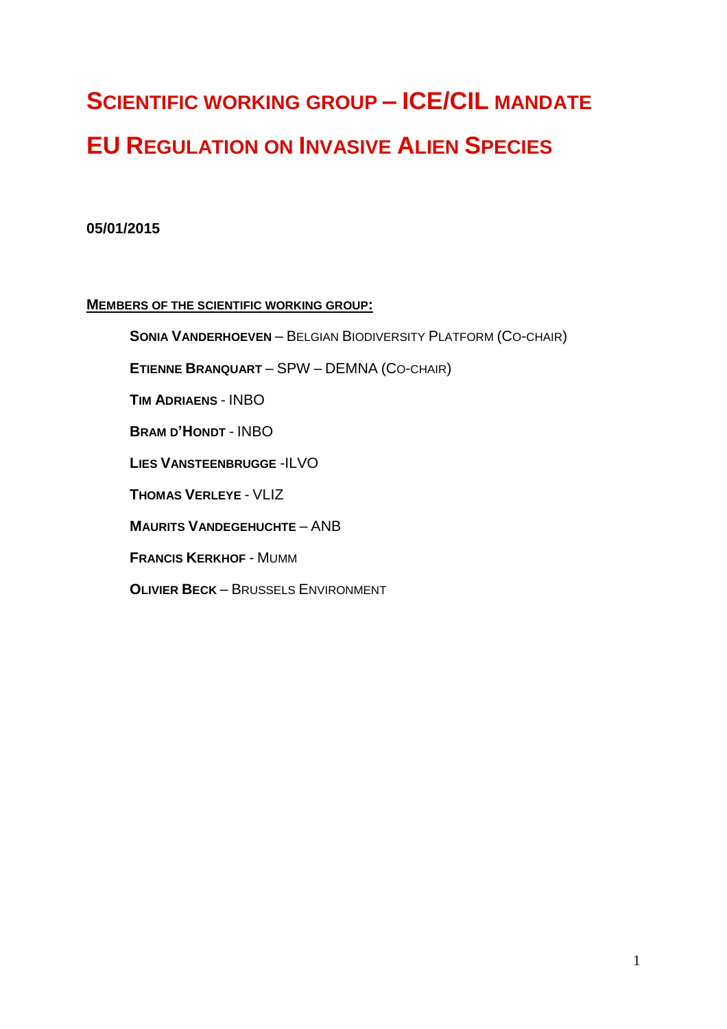# Scientific working group – ICE/CIL mandate

# EU Regulation on Invasive Alien Species

**05/01/2015**

**Members of the scientific working group:**

- **Sonia Vanderhoeven** – Belgian Biodiversity Platform (Co-chair)
- **Etienne Branquart** – SPW – DEMNA (Co-chair)
- **Tim Adriaens** - INBO
- **Bram D'Hondt** - INBO
- **Lies Vansteenbrugge** -ILVO
- **Thomas Verleye** - VLIZ
- **Maurits Vandegehuchte** – ANB
- **Francis Kerkhof** - Mumm
- **Olivier Beck** – Brussels Environment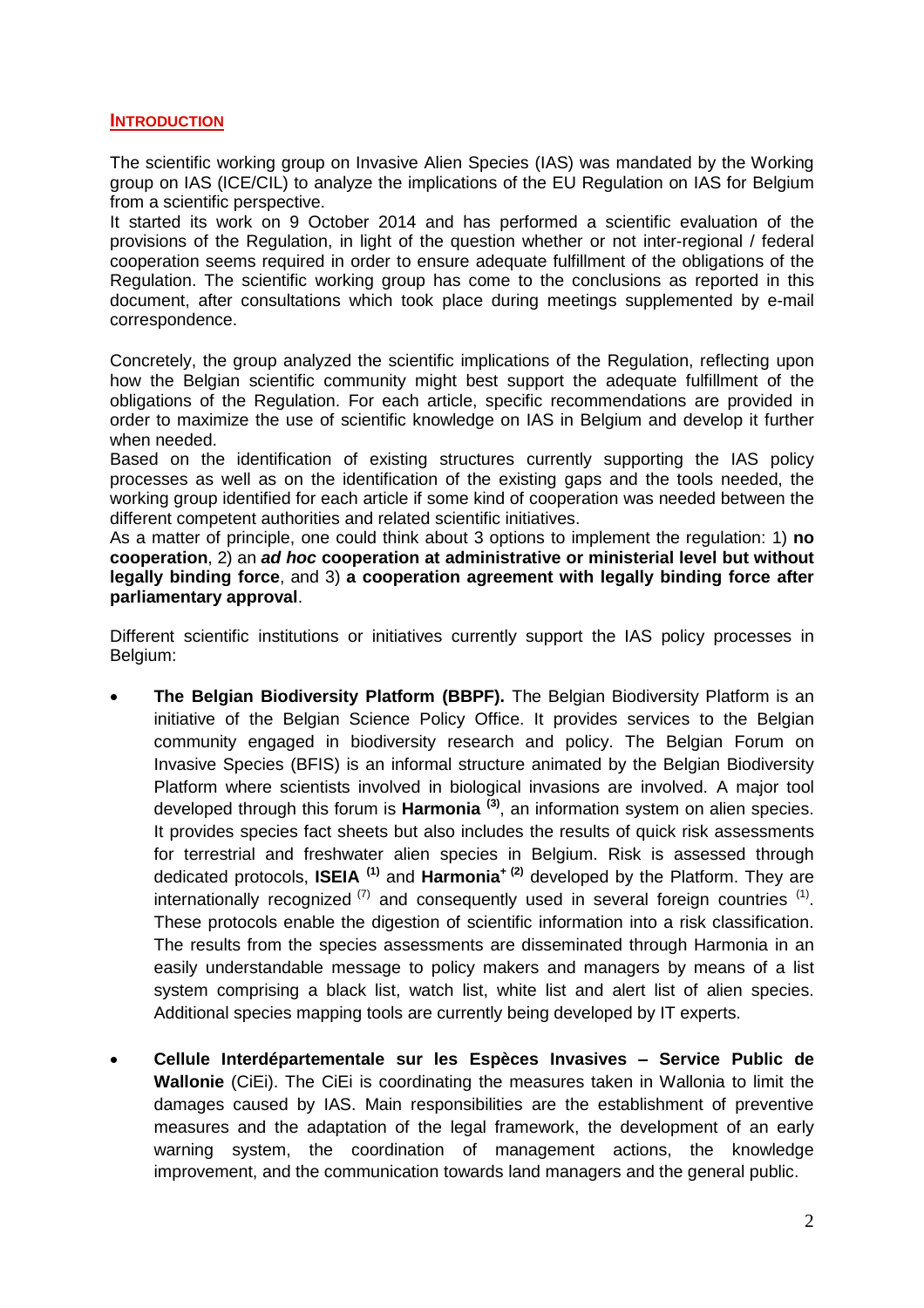## INTRODUCTION

The scientific working group on Invasive Alien Species (IAS) was mandated by the Working group on IAS (ICE/CIL) to analyze the implications of the EU Regulation on IAS for Belgium from a scientific perspective.

It started its work on 9 October 2014 and has performed a scientific evaluation of the provisions of the Regulation, in light of the question whether or not inter-regional / federal cooperation seems required in order to ensure adequate fulfillment of the obligations of the Regulation. The scientific working group has come to the conclusions as reported in this document, after consultations which took place during meetings supplemented by e-mail correspondence.

Concretely, the group analyzed the scientific implications of the Regulation, reflecting upon how the Belgian scientific community might best support the adequate fulfillment of the obligations of the Regulation. For each article, specific recommendations are provided in order to maximize the use of scientific knowledge on IAS in Belgium and develop it further when needed.

Based on the identification of existing structures currently supporting the IAS policy processes as well as on the identification of the existing gaps and the tools needed, the working group identified for each article if some kind of cooperation was needed between the different competent authorities and related scientific initiatives.

As a matter of principle, one could think about 3 options to implement the regulation: 1) **no cooperation**, 2) an ***ad hoc* cooperation at administrative or ministerial level but without legally binding force**, and 3) **a cooperation agreement with legally binding force after parliamentary approval**.

Different scientific institutions or initiatives currently support the IAS policy processes in Belgium:

- **The Belgian Biodiversity Platform (BBPF).** The Belgian Biodiversity Platform is an initiative of the Belgian Science Policy Office. It provides services to the Belgian community engaged in biodiversity research and policy. The Belgian Forum on Invasive Species (BFIS) is an informal structure animated by the Belgian Biodiversity Platform where scientists involved in biological invasions are involved. A major tool developed through this forum is **Harmonia** [(3)], an information system on alien species. It provides species fact sheets but also includes the results of quick risk assessments for terrestrial and freshwater alien species in Belgium. Risk is assessed through dedicated protocols, **ISEIA** [(1)] and **Harmonia⁺** [(2)] developed by the Platform. They are internationally recognized [(7)] and consequently used in several foreign countries [(1)]. These protocols enable the digestion of scientific information into a risk classification. The results from the species assessments are disseminated through Harmonia in an easily understandable message to policy makers and managers by means of a list system comprising a black list, watch list, white list and alert list of alien species. Additional species mapping tools are currently being developed by IT experts.

- **Cellule Interdépartementale sur les Espèces Invasives – Service Public de Wallonie** (CiEi). The CiEi is coordinating the measures taken in Wallonia to limit the damages caused by IAS. Main responsibilities are the establishment of preventive measures and the adaptation of the legal framework, the development of an early warning system, the coordination of management actions, the knowledge improvement, and the communication towards land managers and the general public.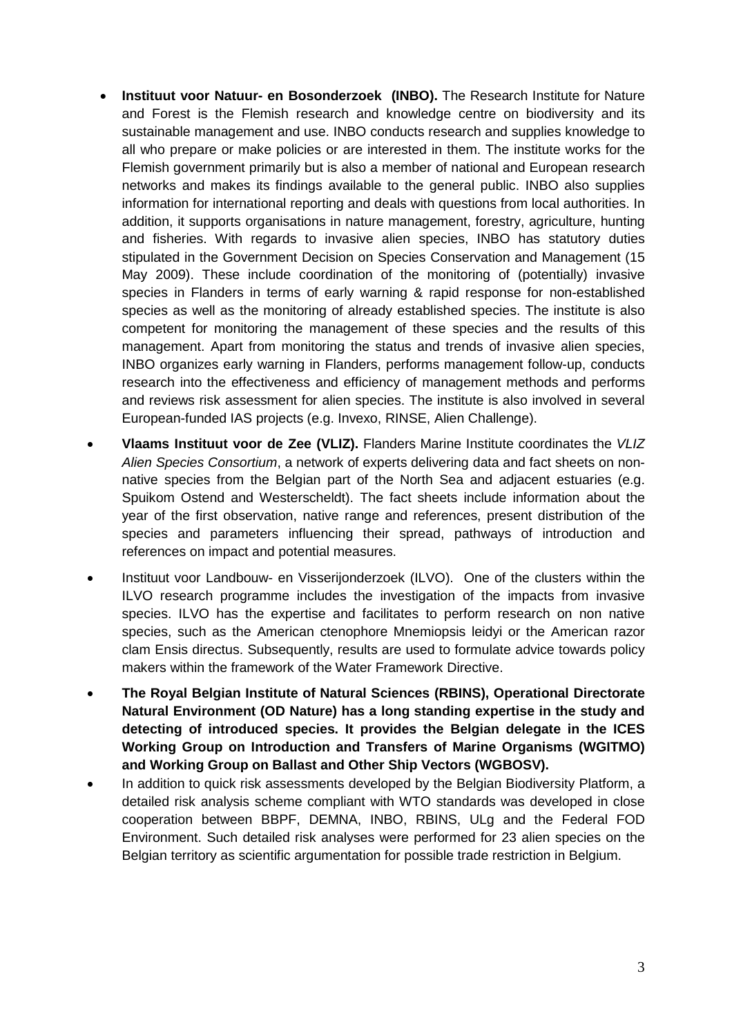- **Instituut voor Natuur- en Bosonderzoek (INBO).** The Research Institute for Nature and Forest is the Flemish research and knowledge centre on biodiversity and its sustainable management and use. INBO conducts research and supplies knowledge to all who prepare or make policies or are interested in them. The institute works for the Flemish government primarily but is also a member of national and European research networks and makes its findings available to the general public. INBO also supplies information for international reporting and deals with questions from local authorities. In addition, it supports organisations in nature management, forestry, agriculture, hunting and fisheries. With regards to invasive alien species, INBO has statutory duties stipulated in the Government Decision on Species Conservation and Management (15 May 2009). These include coordination of the monitoring of (potentially) invasive species in Flanders in terms of early warning & rapid response for non-established species as well as the monitoring of already established species. The institute is also competent for monitoring the management of these species and the results of this management. Apart from monitoring the status and trends of invasive alien species, INBO organizes early warning in Flanders, performs management follow-up, conducts research into the effectiveness and efficiency of management methods and performs and reviews risk assessment for alien species. The institute is also involved in several European-funded IAS projects (e.g. Invexo, RINSE, Alien Challenge).
- **Vlaams Instituut voor de Zee (VLIZ).** Flanders Marine Institute coordinates the *VLIZ Alien Species Consortium*, a network of experts delivering data and fact sheets on non-native species from the Belgian part of the North Sea and adjacent estuaries (e.g. Spuikom Ostend and Westerscheldt). The fact sheets include information about the year of the first observation, native range and references, present distribution of the species and parameters influencing their spread, pathways of introduction and references on impact and potential measures.
- Instituut voor Landbouw- en Visserijonderzoek (ILVO). One of the clusters within the ILVO research programme includes the investigation of the impacts from invasive species. ILVO has the expertise and facilitates to perform research on non native species, such as the American ctenophore Mnemiopsis leidyi or the American razor clam Ensis directus. Subsequently, results are used to formulate advice towards policy makers within the framework of the Water Framework Directive.
- **The Royal Belgian Institute of Natural Sciences (RBINS), Operational Directorate Natural Environment (OD Nature) has a long standing expertise in the study and detecting of introduced species. It provides the Belgian delegate in the ICES Working Group on Introduction and Transfers of Marine Organisms (WGITMO) and Working Group on Ballast and Other Ship Vectors (WGBOSV).**
- In addition to quick risk assessments developed by the Belgian Biodiversity Platform, a detailed risk analysis scheme compliant with WTO standards was developed in close cooperation between BBPF, DEMNA, INBO, RBINS, ULg and the Federal FOD Environment. Such detailed risk analyses were performed for 23 alien species on the Belgian territory as scientific argumentation for possible trade restriction in Belgium.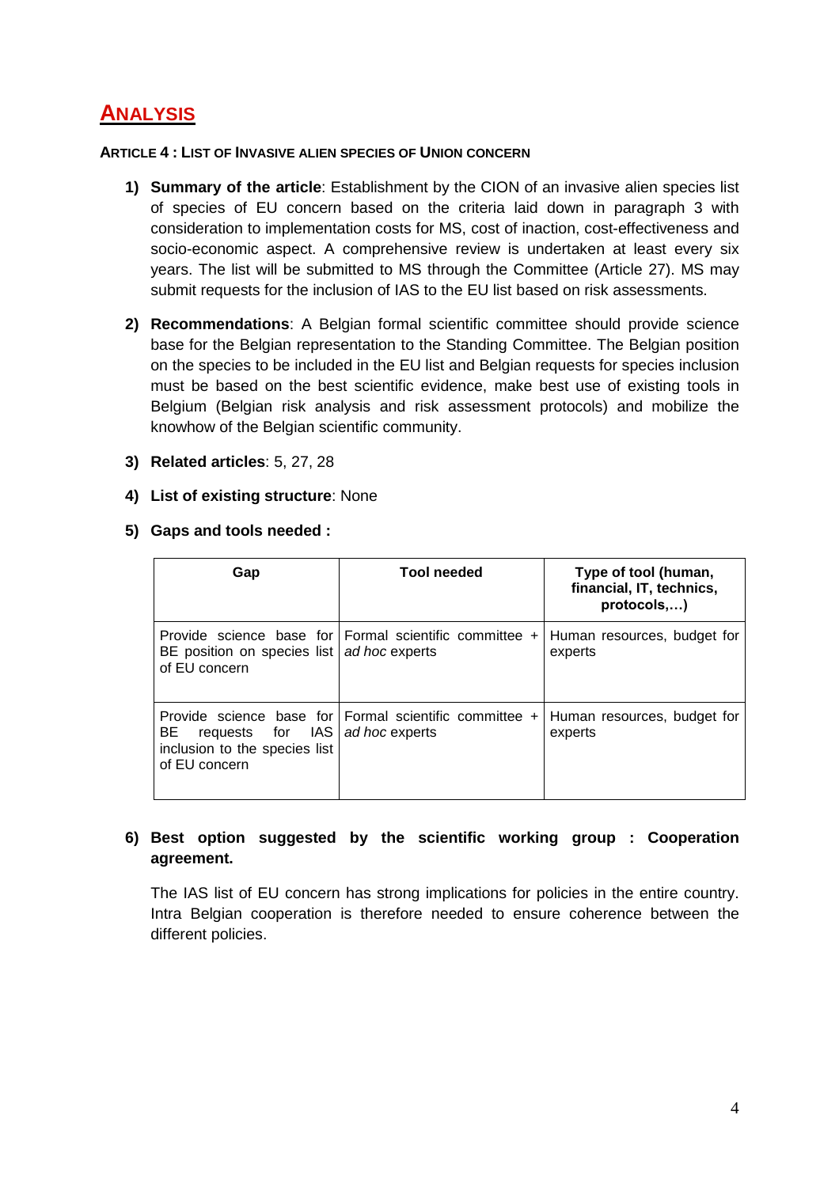# ANALYSIS

### ARTICLE 4 : LIST OF INVASIVE ALIEN SPECIES OF UNION CONCERN

1) **Summary of the article**: Establishment by the CION of an invasive alien species list of species of EU concern based on the criteria laid down in paragraph 3 with consideration to implementation costs for MS, cost of inaction, cost-effectiveness and socio-economic aspect. A comprehensive review is undertaken at least every six years. The list will be submitted to MS through the Committee (Article 27). MS may submit requests for the inclusion of IAS to the EU list based on risk assessments.

2) **Recommendations**: A Belgian formal scientific committee should provide science base for the Belgian representation to the Standing Committee. The Belgian position on the species to be included in the EU list and Belgian requests for species inclusion must be based on the best scientific evidence, make best use of existing tools in Belgium (Belgian risk analysis and risk assessment protocols) and mobilize the knowhow of the Belgian scientific community.

3) **Related articles**: 5, 27, 28

4) **List of existing structure**: None

5) **Gaps and tools needed :**

| Gap | Tool needed | Type of tool (human, financial, IT, technics, protocols,…) |
| --- | --- | --- |
| Provide science base for BE position on species list of EU concern | Formal scientific committee + *ad hoc* experts | Human resources, budget for experts |
| Provide science base for BE requests for IAS inclusion to the species list of EU concern | Formal scientific committee + *ad hoc* experts | Human resources, budget for experts |

6) **Best option suggested by the scientific working group : Cooperation agreement.**

   The IAS list of EU concern has strong implications for policies in the entire country. Intra Belgian cooperation is therefore needed to ensure coherence between the different policies.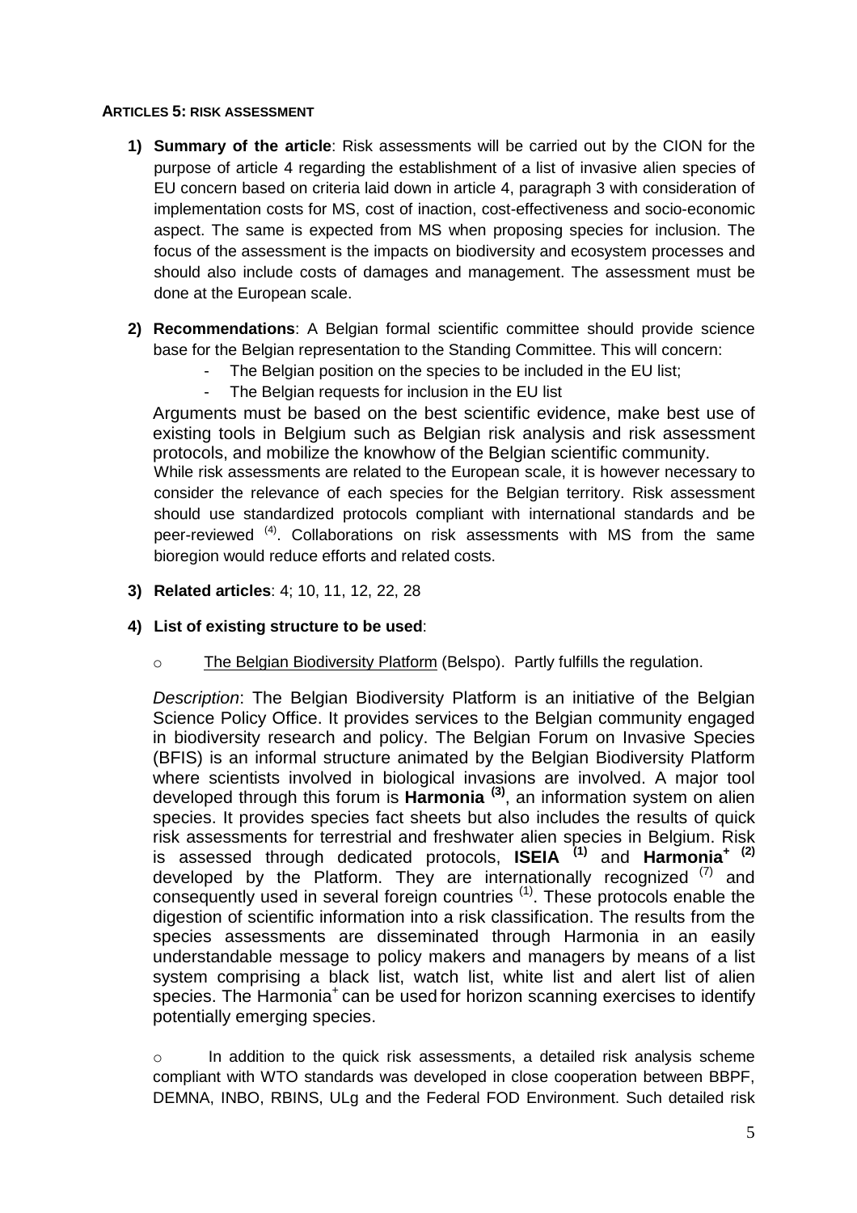#### ARTICLES 5: RISK ASSESSMENT

1) **Summary of the article**: Risk assessments will be carried out by the CION for the purpose of article 4 regarding the establishment of a list of invasive alien species of EU concern based on criteria laid down in article 4, paragraph 3 with consideration of implementation costs for MS, cost of inaction, cost-effectiveness and socio-economic aspect. The same is expected from MS when proposing species for inclusion. The focus of the assessment is the impacts on biodiversity and ecosystem processes and should also include costs of damages and management. The assessment must be done at the European scale.

2) **Recommendations**: A Belgian formal scientific committee should provide science base for the Belgian representation to the Standing Committee. This will concern:
   - The Belgian position on the species to be included in the EU list;
   - The Belgian requests for inclusion in the EU list

   Arguments must be based on the best scientific evidence, make best use of existing tools in Belgium such as Belgian risk analysis and risk assessment protocols, and mobilize the knowhow of the Belgian scientific community.
   While risk assessments are related to the European scale, it is however necessary to consider the relevance of each species for the Belgian territory. Risk assessment should use standardized protocols compliant with international standards and be peer-reviewed [(4)]. Collaborations on risk assessments with MS from the same bioregion would reduce efforts and related costs.

3) **Related articles**: 4; 10, 11, 12, 22, 28

4) **List of existing structure to be used**:

   - The Belgian Biodiversity Platform (Belspo). Partly fulfills the regulation.

   *Description*: The Belgian Biodiversity Platform is an initiative of the Belgian Science Policy Office. It provides services to the Belgian community engaged in biodiversity research and policy. The Belgian Forum on Invasive Species (BFIS) is an informal structure animated by the Belgian Biodiversity Platform where scientists involved in biological invasions are involved. A major tool developed through this forum is **Harmonia** [(3)], an information system on alien species. It provides species fact sheets but also includes the results of quick risk assessments for terrestrial and freshwater alien species in Belgium. Risk is assessed through dedicated protocols, **ISEIA** [(1)] and **Harmonia$^+$** [(2)] developed by the Platform. They are internationally recognized [(7)] and consequently used in several foreign countries [(1)]. These protocols enable the digestion of scientific information into a risk classification. The results from the species assessments are disseminated through Harmonia in an easily understandable message to policy makers and managers by means of a list system comprising a black list, watch list, white list and alert list of alien species. The Harmonia$^+$ can be used for horizon scanning exercises to identify potentially emerging species.

   - In addition to the quick risk assessments, a detailed risk analysis scheme compliant with WTO standards was developed in close cooperation between BBPF, DEMNA, INBO, RBINS, ULg and the Federal FOD Environment. Such detailed risk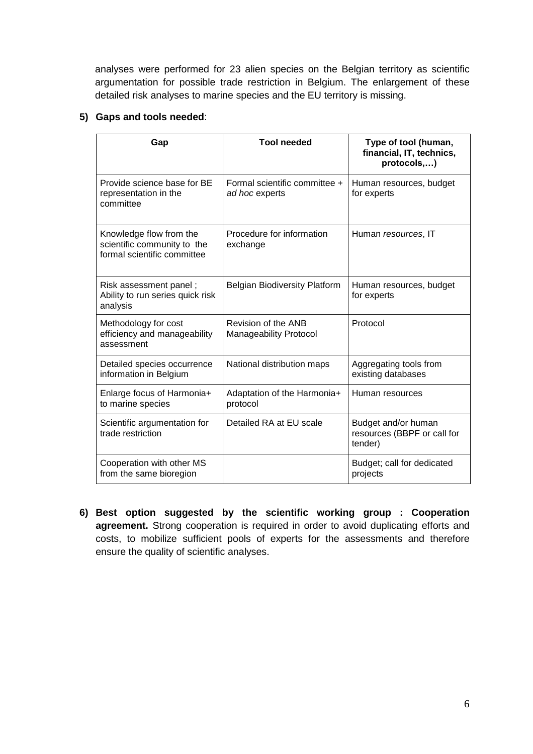analyses were performed for 23 alien species on the Belgian territory as scientific argumentation for possible trade restriction in Belgium. The enlargement of these detailed risk analyses to marine species and the EU territory is missing.

5) **Gaps and tools needed**:

| Gap | Tool needed | Type of tool (human, financial, IT, technics, protocols,…) |
|---|---|---|
| Provide science base for BE representation in the committee | Formal scientific committee + *ad hoc* experts | Human resources, budget for experts |
| Knowledge flow from the scientific community to the formal scientific committee | Procedure for information exchange | Human *resources*, IT |
| Risk assessment panel ; Ability to run series quick risk analysis | Belgian Biodiversity Platform | Human resources, budget for experts |
| Methodology for cost efficiency and manageability assessment | Revision of the ANB Manageability Protocol | Protocol |
| Detailed species occurrence information in Belgium | National distribution maps | Aggregating tools from existing databases |
| Enlarge focus of Harmonia+ to marine species | Adaptation of the Harmonia+ protocol | Human resources |
| Scientific argumentation for trade restriction | Detailed RA at EU scale | Budget and/or human resources (BBPF or call for tender) |
| Cooperation with other MS from the same bioregion | | Budget; call for dedicated projects |

6) **Best option suggested by the scientific working group : Cooperation agreement.** Strong cooperation is required in order to avoid duplicating efforts and costs, to mobilize sufficient pools of experts for the assessments and therefore ensure the quality of scientific analyses.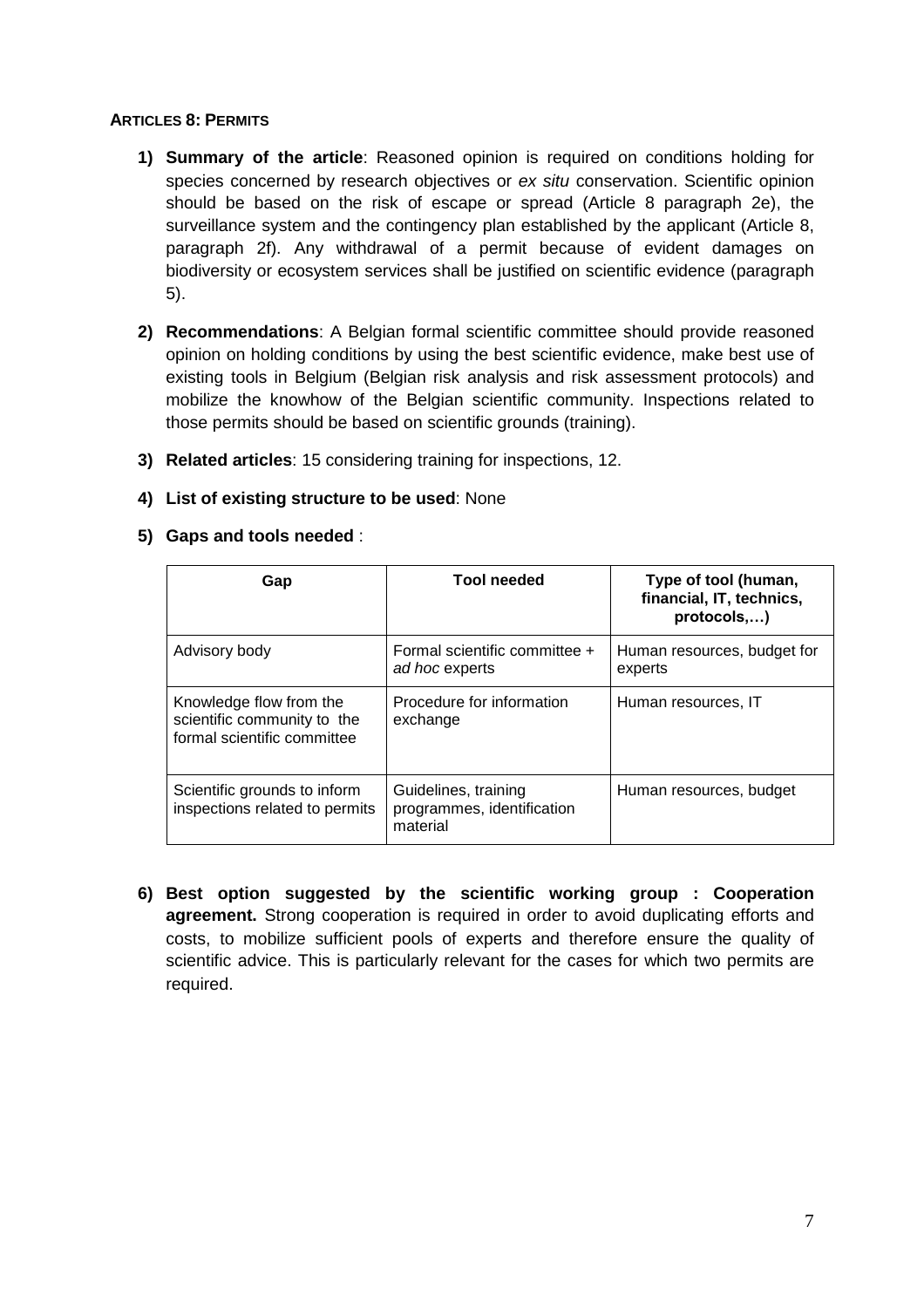#### ARTICLES 8: PERMITS

1) **Summary of the article**: Reasoned opinion is required on conditions holding for species concerned by research objectives or *ex situ* conservation. Scientific opinion should be based on the risk of escape or spread (Article 8 paragraph 2e), the surveillance system and the contingency plan established by the applicant (Article 8, paragraph 2f). Any withdrawal of a permit because of evident damages on biodiversity or ecosystem services shall be justified on scientific evidence (paragraph 5).

2) **Recommendations**: A Belgian formal scientific committee should provide reasoned opinion on holding conditions by using the best scientific evidence, make best use of existing tools in Belgium (Belgian risk analysis and risk assessment protocols) and mobilize the knowhow of the Belgian scientific community. Inspections related to those permits should be based on scientific grounds (training).

3) **Related articles**: 15 considering training for inspections, 12.

4) **List of existing structure to be used**: None

5) **Gaps and tools needed** :

| Gap | Tool needed | Type of tool (human, financial, IT, technics, protocols,…) |
|---|---|---|
| Advisory body | Formal scientific committee + *ad hoc* experts | Human resources, budget for experts |
| Knowledge flow from the scientific community to the formal scientific committee | Procedure for information exchange | Human resources, IT |
| Scientific grounds to inform inspections related to permits | Guidelines, training programmes, identification material | Human resources, budget |

6) **Best option suggested by the scientific working group : Cooperation agreement.** Strong cooperation is required in order to avoid duplicating efforts and costs, to mobilize sufficient pools of experts and therefore ensure the quality of scientific advice. This is particularly relevant for the cases for which two permits are required.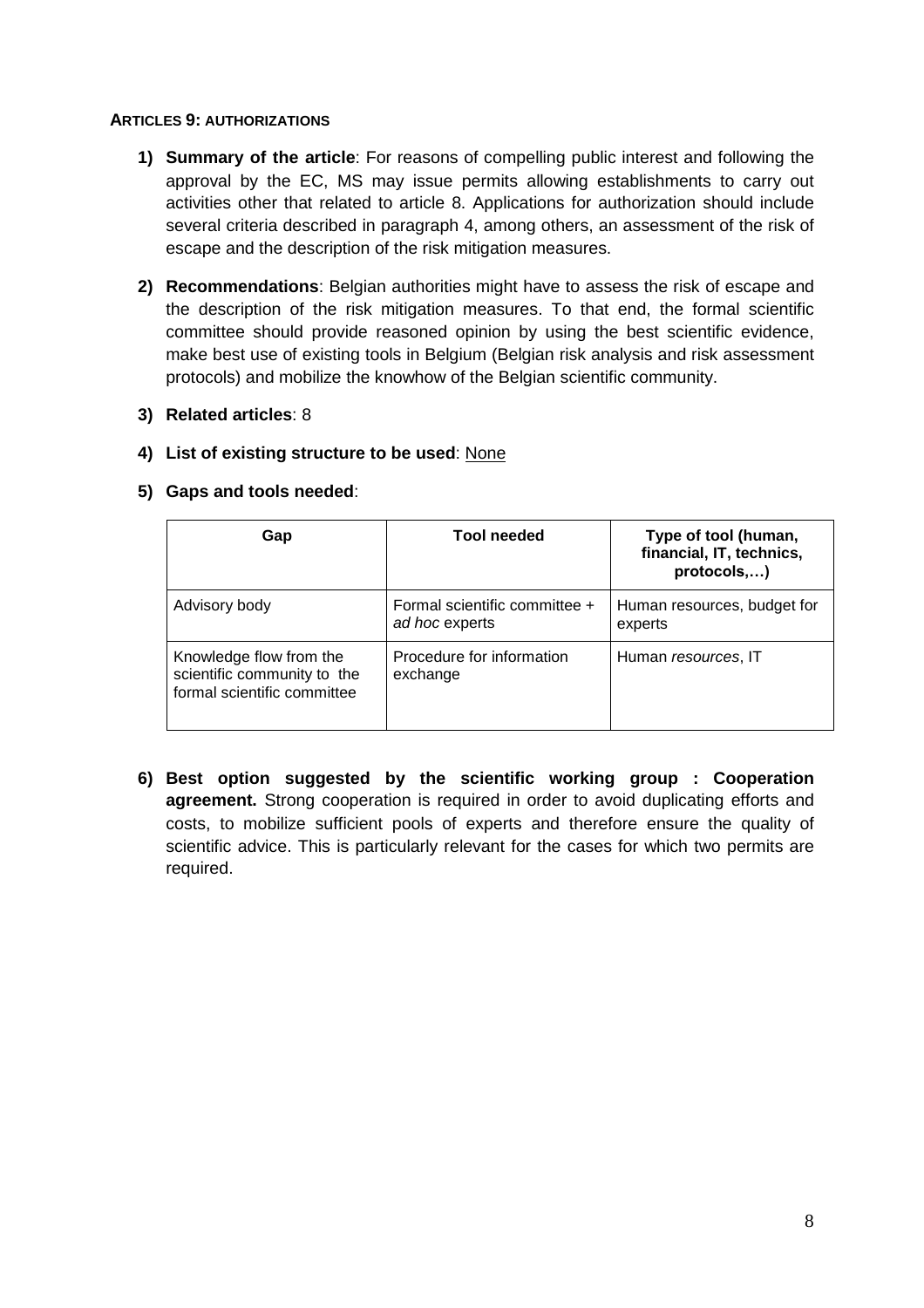#### ARTICLES 9: AUTHORIZATIONS

1) **Summary of the article**: For reasons of compelling public interest and following the approval by the EC, MS may issue permits allowing establishments to carry out activities other that related to article 8. Applications for authorization should include several criteria described in paragraph 4, among others, an assessment of the risk of escape and the description of the risk mitigation measures.

2) **Recommendations**: Belgian authorities might have to assess the risk of escape and the description of the risk mitigation measures. To that end, the formal scientific committee should provide reasoned opinion by using the best scientific evidence, make best use of existing tools in Belgium (Belgian risk analysis and risk assessment protocols) and mobilize the knowhow of the Belgian scientific community.

3) **Related articles**: 8

4) **List of existing structure to be used**: None

5) **Gaps and tools needed**:

| Gap | Tool needed | Type of tool (human, financial, IT, technics, protocols,…) |
|---|---|---|
| Advisory body | Formal scientific committee + *ad hoc* experts | Human resources, budget for experts |
| Knowledge flow from the scientific community to the formal scientific committee | Procedure for information exchange | Human *resources*, IT |

6) **Best option suggested by the scientific working group : Cooperation agreement.** Strong cooperation is required in order to avoid duplicating efforts and costs, to mobilize sufficient pools of experts and therefore ensure the quality of scientific advice. This is particularly relevant for the cases for which two permits are required.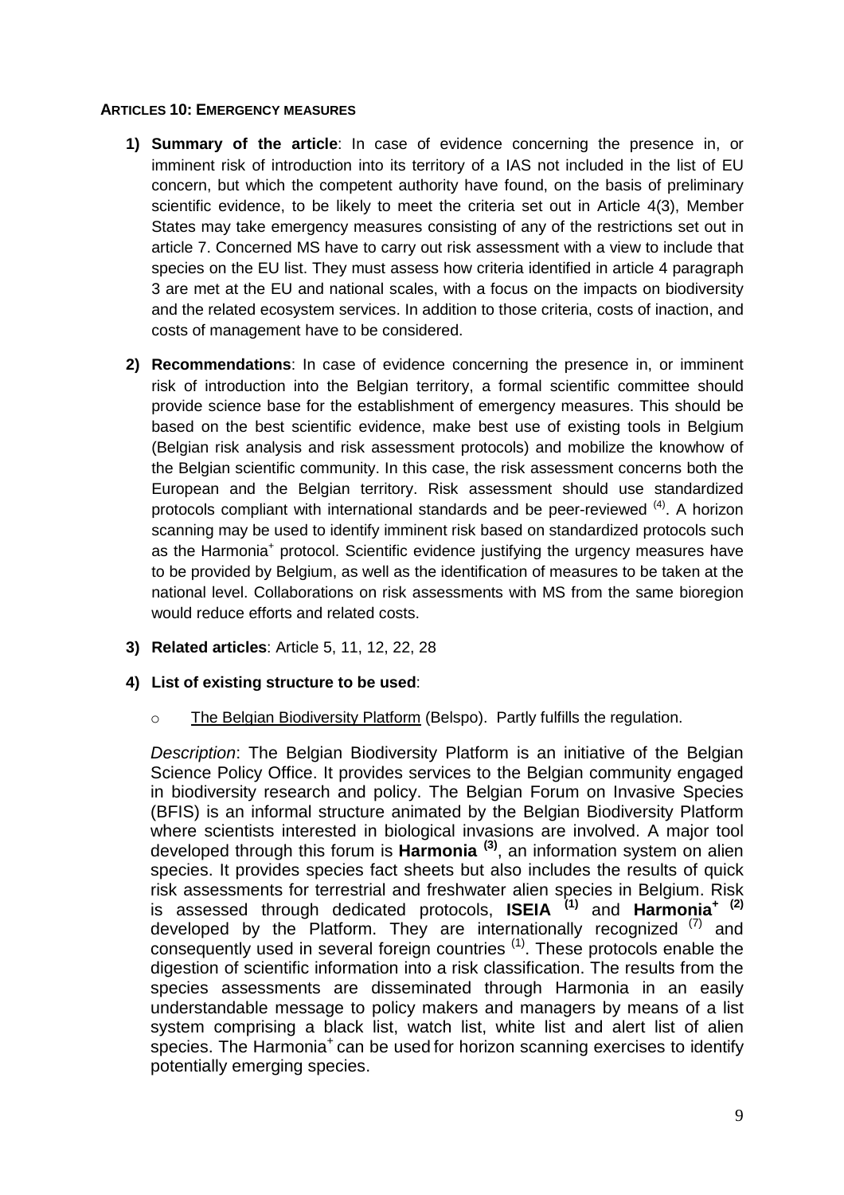#### ARTICLES 10: EMERGENCY MEASURES

1) **Summary of the article**: In case of evidence concerning the presence in, or imminent risk of introduction into its territory of a IAS not included in the list of EU concern, but which the competent authority have found, on the basis of preliminary scientific evidence, to be likely to meet the criteria set out in Article 4(3), Member States may take emergency measures consisting of any of the restrictions set out in article 7. Concerned MS have to carry out risk assessment with a view to include that species on the EU list. They must assess how criteria identified in article 4 paragraph 3 are met at the EU and national scales, with a focus on the impacts on biodiversity and the related ecosystem services. In addition to those criteria, costs of inaction, and costs of management have to be considered.

2) **Recommendations**: In case of evidence concerning the presence in, or imminent risk of introduction into the Belgian territory, a formal scientific committee should provide science base for the establishment of emergency measures. This should be based on the best scientific evidence, make best use of existing tools in Belgium (Belgian risk analysis and risk assessment protocols) and mobilize the knowhow of the Belgian scientific community. In this case, the risk assessment concerns both the European and the Belgian territory. Risk assessment should use standardized protocols compliant with international standards and be peer-reviewed [(4)]. A horizon scanning may be used to identify imminent risk based on standardized protocols such as the Harmonia+ protocol. Scientific evidence justifying the urgency measures have to be provided by Belgium, as well as the identification of measures to be taken at the national level. Collaborations on risk assessments with MS from the same bioregion would reduce efforts and related costs.

3) **Related articles**: Article 5, 11, 12, 22, 28

4) **List of existing structure to be used**:

   - The Belgian Biodiversity Platform (Belspo). Partly fulfills the regulation.

*Description*: The Belgian Biodiversity Platform is an initiative of the Belgian Science Policy Office. It provides services to the Belgian community engaged in biodiversity research and policy. The Belgian Forum on Invasive Species (BFIS) is an informal structure animated by the Belgian Biodiversity Platform where scientists interested in biological invasions are involved. A major tool developed through this forum is **Harmonia** [(3)], an information system on alien species. It provides species fact sheets but also includes the results of quick risk assessments for terrestrial and freshwater alien species in Belgium. Risk is assessed through dedicated protocols, **ISEIA** [(1)] and **Harmonia+** [(2)] developed by the Platform. They are internationally recognized [(7)] and consequently used in several foreign countries [(1)]. These protocols enable the digestion of scientific information into a risk classification. The results from the species assessments are disseminated through Harmonia in an easily understandable message to policy makers and managers by means of a list system comprising a black list, watch list, white list and alert list of alien species. The Harmonia+ can be used for horizon scanning exercises to identify potentially emerging species.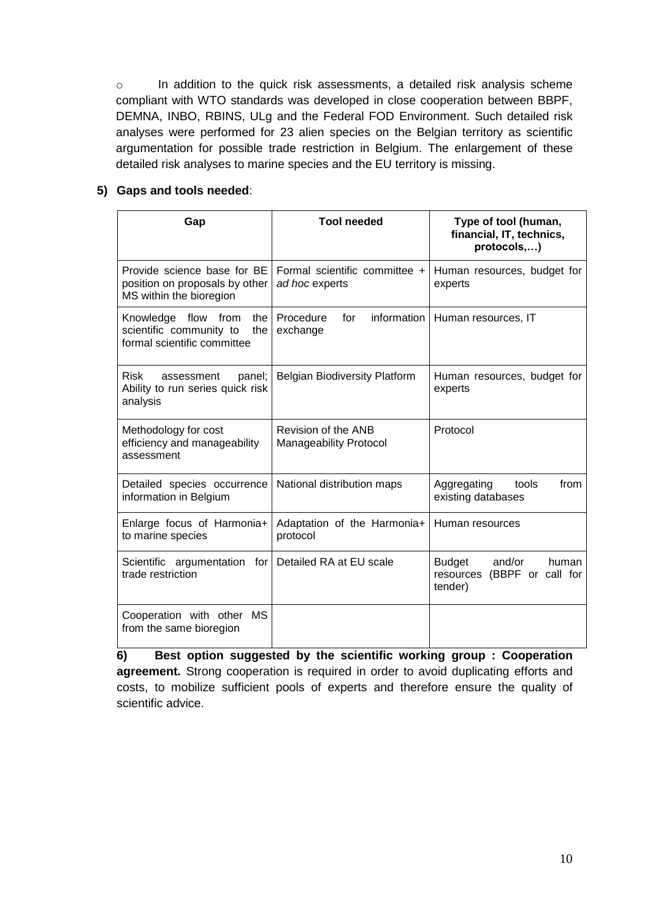- In addition to the quick risk assessments, a detailed risk analysis scheme compliant with WTO standards was developed in close cooperation between BBPF, DEMNA, INBO, RBINS, ULg and the Federal FOD Environment. Such detailed risk analyses were performed for 23 alien species on the Belgian territory as scientific argumentation for possible trade restriction in Belgium. The enlargement of these detailed risk analyses to marine species and the EU territory is missing.

**5) Gaps and tools needed**:

| Gap | Tool needed | Type of tool (human, financial, IT, technics, protocols,…) |
|---|---|---|
| Provide science base for BE position on proposals by other MS within the bioregion | Formal scientific committee + *ad hoc* experts | Human resources, budget for experts |
| Knowledge flow from the scientific community to the formal scientific committee | Procedure for information exchange | Human resources, IT |
| Risk assessment panel; Ability to run series quick risk analysis | Belgian Biodiversity Platform | Human resources, budget for experts |
| Methodology for cost efficiency and manageability assessment | Revision of the ANB Manageability Protocol | Protocol |
| Detailed species occurrence information in Belgium | National distribution maps | Aggregating tools from existing databases |
| Enlarge focus of Harmonia+ to marine species | Adaptation of the Harmonia+ protocol | Human resources |
| Scientific argumentation for trade restriction | Detailed RA at EU scale | Budget and/or human resources (BBPF or call for tender) |
| Cooperation with other MS from the same bioregion | | |

**6) Best option suggested by the scientific working group : Cooperation agreement.** Strong cooperation is required in order to avoid duplicating efforts and costs, to mobilize sufficient pools of experts and therefore ensure the quality of scientific advice.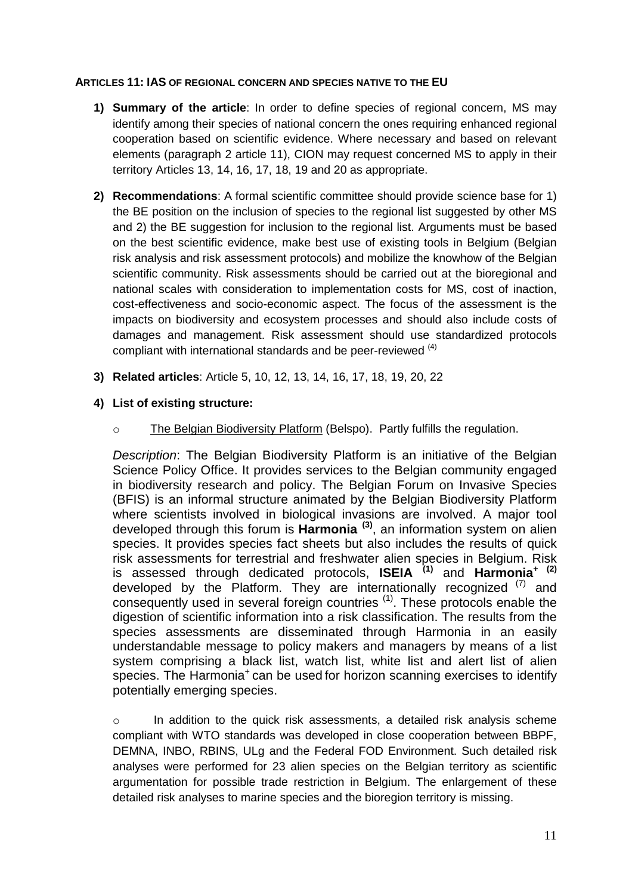**ARTICLES 11: IAS OF REGIONAL CONCERN AND SPECIES NATIVE TO THE EU**

1) **Summary of the article**: In order to define species of regional concern, MS may identify among their species of national concern the ones requiring enhanced regional cooperation based on scientific evidence. Where necessary and based on relevant elements (paragraph 2 article 11), CION may request concerned MS to apply in their territory Articles 13, 14, 16, 17, 18, 19 and 20 as appropriate.

2) **Recommendations**: A formal scientific committee should provide science base for 1) the BE position on the inclusion of species to the regional list suggested by other MS and 2) the BE suggestion for inclusion to the regional list. Arguments must be based on the best scientific evidence, make best use of existing tools in Belgium (Belgian risk analysis and risk assessment protocols) and mobilize the knowhow of the Belgian scientific community. Risk assessments should be carried out at the bioregional and national scales with consideration to implementation costs for MS, cost of inaction, cost-effectiveness and socio-economic aspect. The focus of the assessment is the impacts on biodiversity and ecosystem processes and should also include costs of damages and management. Risk assessment should use standardized protocols compliant with international standards and be peer-reviewed [(4)]

3) **Related articles**: Article 5, 10, 12, 13, 14, 16, 17, 18, 19, 20, 22

4) **List of existing structure:**

   - The Belgian Biodiversity Platform (Belspo). Partly fulfills the regulation.

   *Description*: The Belgian Biodiversity Platform is an initiative of the Belgian Science Policy Office. It provides services to the Belgian community engaged in biodiversity research and policy. The Belgian Forum on Invasive Species (BFIS) is an informal structure animated by the Belgian Biodiversity Platform where scientists involved in biological invasions are involved. A major tool developed through this forum is **Harmonia** [(3)], an information system on alien species. It provides species fact sheets but also includes the results of quick risk assessments for terrestrial and freshwater alien species in Belgium. Risk is assessed through dedicated protocols, **ISEIA** [(1)] and **Harmonia⁺** [(2)] developed by the Platform. They are internationally recognized [(7)] and consequently used in several foreign countries [(1)]. These protocols enable the digestion of scientific information into a risk classification. The results from the species assessments are disseminated through Harmonia in an easily understandable message to policy makers and managers by means of a list system comprising a black list, watch list, white list and alert list of alien species. The Harmonia⁺ can be used for horizon scanning exercises to identify potentially emerging species.

   - In addition to the quick risk assessments, a detailed risk analysis scheme compliant with WTO standards was developed in close cooperation between BBPF, DEMNA, INBO, RBINS, ULg and the Federal FOD Environment. Such detailed risk analyses were performed for 23 alien species on the Belgian territory as scientific argumentation for possible trade restriction in Belgium. The enlargement of these detailed risk analyses to marine species and the bioregion territory is missing.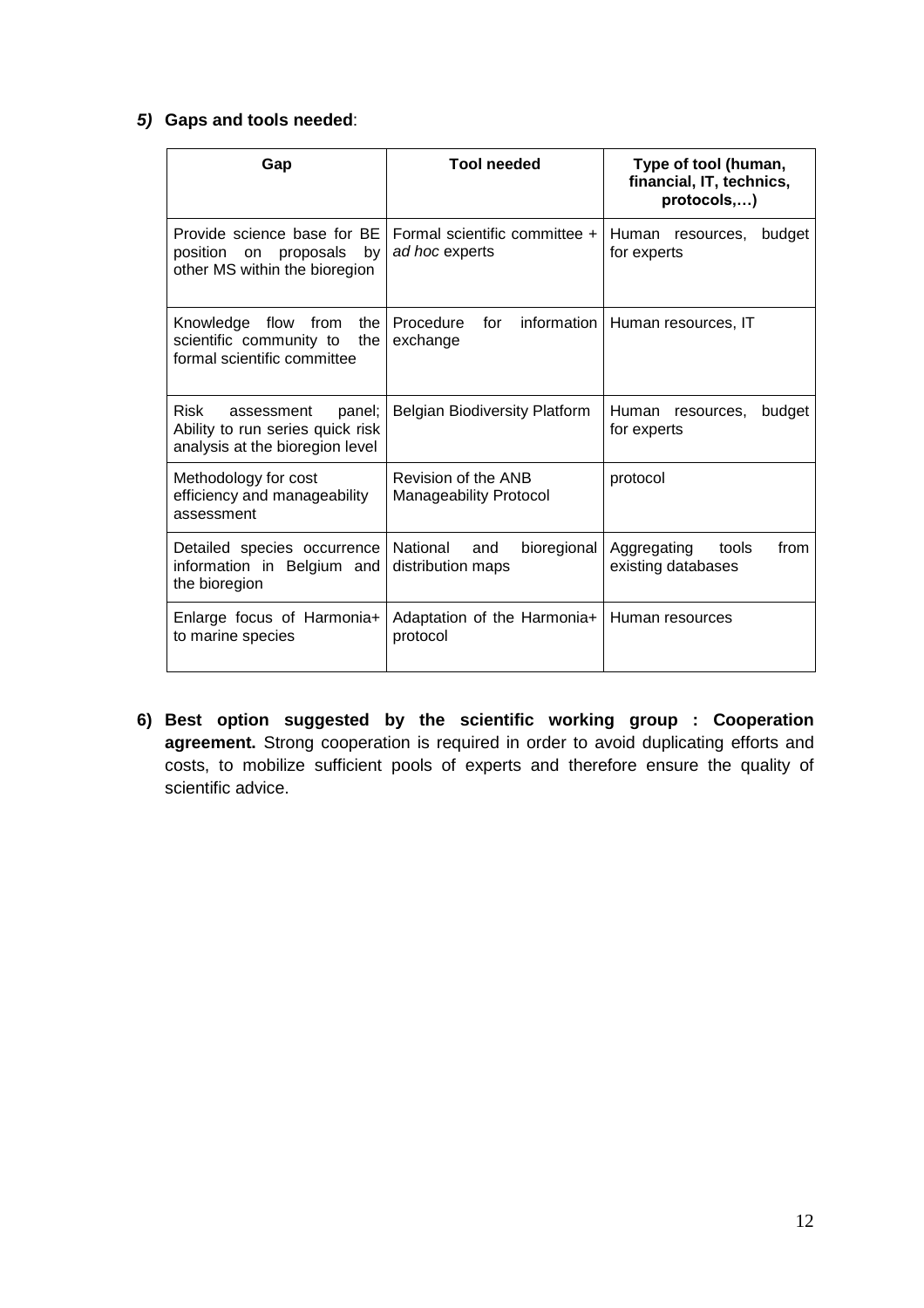***5)*** **Gaps and tools needed**:

| Gap | Tool needed | Type of tool (human, financial, IT, technics, protocols,…) |
|---|---|---|
| Provide science base for BE position on proposals by other MS within the bioregion | Formal scientific committee + *ad hoc* experts | Human resources, budget for experts |
| Knowledge flow from the scientific community to the formal scientific committee | Procedure for information exchange | Human resources, IT |
| Risk assessment panel; Ability to run series quick risk analysis at the bioregion level | Belgian Biodiversity Platform | Human resources, budget for experts |
| Methodology for cost efficiency and manageability assessment | Revision of the ANB Manageability Protocol | protocol |
| Detailed species occurrence information in Belgium and the bioregion | National and bioregional distribution maps | Aggregating tools from existing databases |
| Enlarge focus of Harmonia+ to marine species | Adaptation of the Harmonia+ protocol | Human resources |

**6) Best option suggested by the scientific working group : Cooperation agreement.** Strong cooperation is required in order to avoid duplicating efforts and costs, to mobilize sufficient pools of experts and therefore ensure the quality of scientific advice.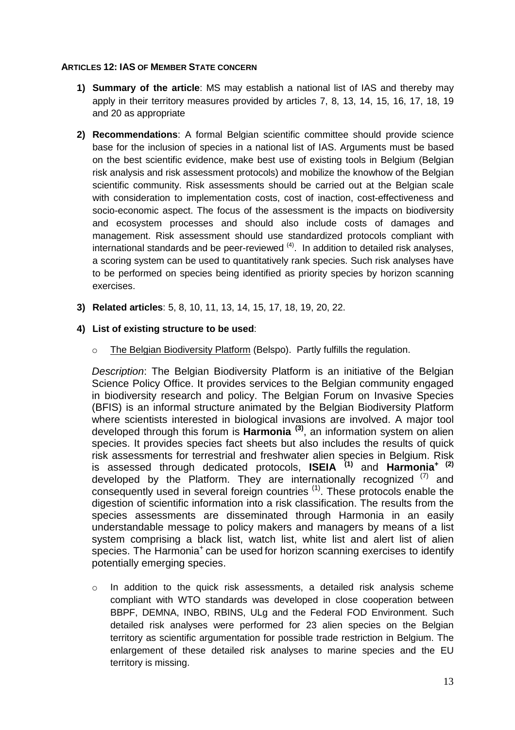**ARTICLES 12: IAS OF MEMBER STATE CONCERN**

1) **Summary of the article**: MS may establish a national list of IAS and thereby may apply in their territory measures provided by articles 7, 8, 13, 14, 15, 16, 17, 18, 19 and 20 as appropriate

2) **Recommendations**: A formal Belgian scientific committee should provide science base for the inclusion of species in a national list of IAS. Arguments must be based on the best scientific evidence, make best use of existing tools in Belgium (Belgian risk analysis and risk assessment protocols) and mobilize the knowhow of the Belgian scientific community. Risk assessments should be carried out at the Belgian scale with consideration to implementation costs, cost of inaction, cost-effectiveness and socio-economic aspect. The focus of the assessment is the impacts on biodiversity and ecosystem processes and should also include costs of damages and management. Risk assessment should use standardized protocols compliant with international standards and be peer-reviewed [(4)]. In addition to detailed risk analyses, a scoring system can be used to quantitatively rank species. Such risk analyses have to be performed on species being identified as priority species by horizon scanning exercises.

3) **Related articles**: 5, 8, 10, 11, 13, 14, 15, 17, 18, 19, 20, 22.

4) **List of existing structure to be used**:

   - The Belgian Biodiversity Platform (Belspo). Partly fulfills the regulation.

   *Description*: The Belgian Biodiversity Platform is an initiative of the Belgian Science Policy Office. It provides services to the Belgian community engaged in biodiversity research and policy. The Belgian Forum on Invasive Species (BFIS) is an informal structure animated by the Belgian Biodiversity Platform where scientists interested in biological invasions are involved. A major tool developed through this forum is **Harmonia [(3)]**, an information system on alien species. It provides species fact sheets but also includes the results of quick risk assessments for terrestrial and freshwater alien species in Belgium. Risk is assessed through dedicated protocols, **ISEIA [(1)]** and **Harmonia$^{+}$ [(2)]** developed by the Platform. They are internationally recognized [(7)] and consequently used in several foreign countries [(1)]. These protocols enable the digestion of scientific information into a risk classification. The results from the species assessments are disseminated through Harmonia in an easily understandable message to policy makers and managers by means of a list system comprising a black list, watch list, white list and alert list of alien species. The Harmonia$^{+}$ can be used for horizon scanning exercises to identify potentially emerging species.

   - In addition to the quick risk assessments, a detailed risk analysis scheme compliant with WTO standards was developed in close cooperation between BBPF, DEMNA, INBO, RBINS, ULg and the Federal FOD Environment. Such detailed risk analyses were performed for 23 alien species on the Belgian territory as scientific argumentation for possible trade restriction in Belgium. The enlargement of these detailed risk analyses to marine species and the EU territory is missing.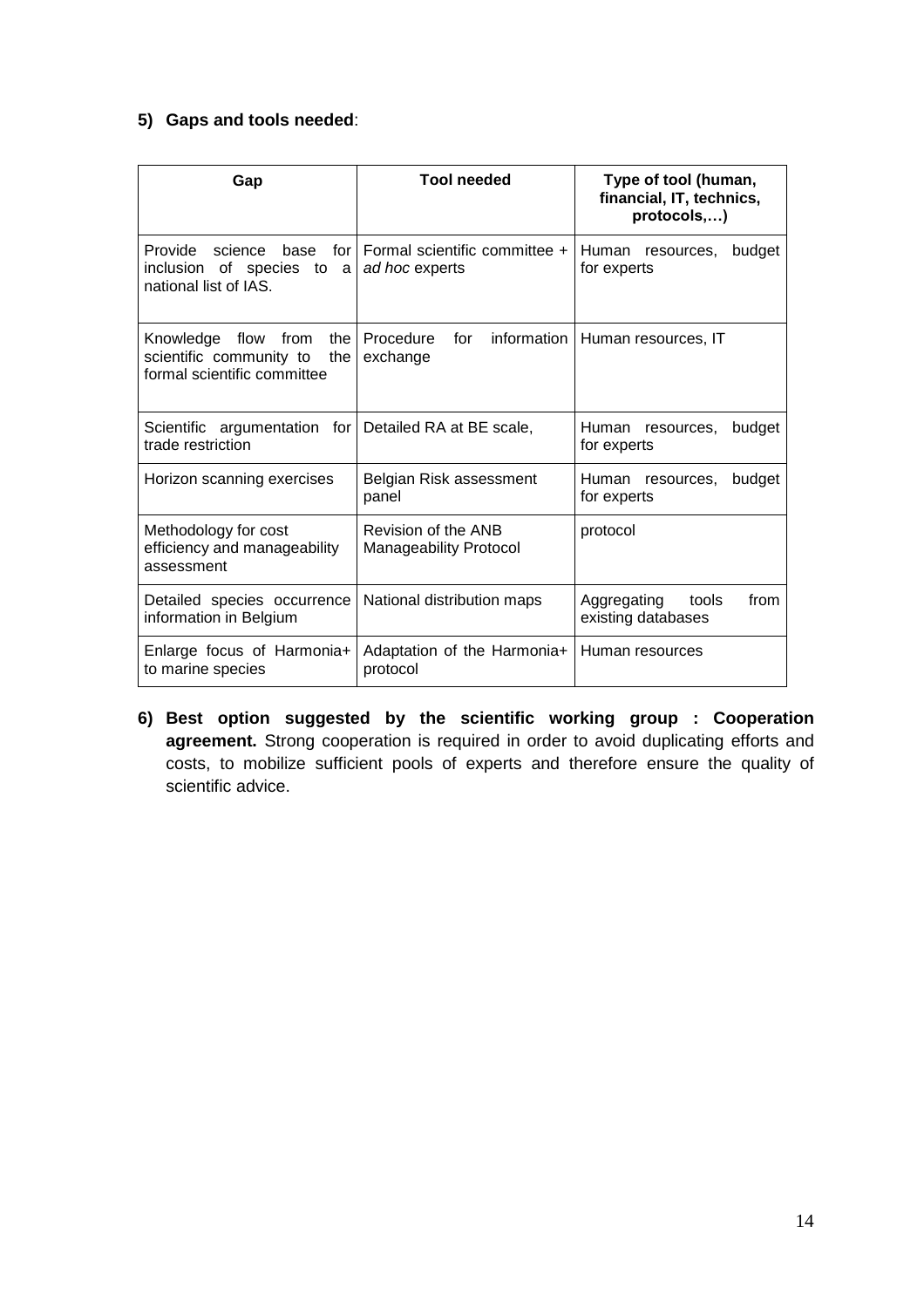**5) Gaps and tools needed**:

| Gap | Tool needed | Type of tool (human, financial, IT, technics, protocols,…) |
|---|---|---|
| Provide science base for inclusion of species to a national list of IAS. | Formal scientific committee + *ad hoc* experts | Human resources, budget for experts |
| Knowledge flow from the scientific community to the formal scientific committee | Procedure for information exchange | Human resources, IT |
| Scientific argumentation for trade restriction | Detailed RA at BE scale, | Human resources, budget for experts |
| Horizon scanning exercises | Belgian Risk assessment panel | Human resources, budget for experts |
| Methodology for cost efficiency and manageability assessment | Revision of the ANB Manageability Protocol | protocol |
| Detailed species occurrence information in Belgium | National distribution maps | Aggregating tools from existing databases |
| Enlarge focus of Harmonia+ to marine species | Adaptation of the Harmonia+ protocol | Human resources |

**6) Best option suggested by the scientific working group : Cooperation agreement.** Strong cooperation is required in order to avoid duplicating efforts and costs, to mobilize sufficient pools of experts and therefore ensure the quality of scientific advice.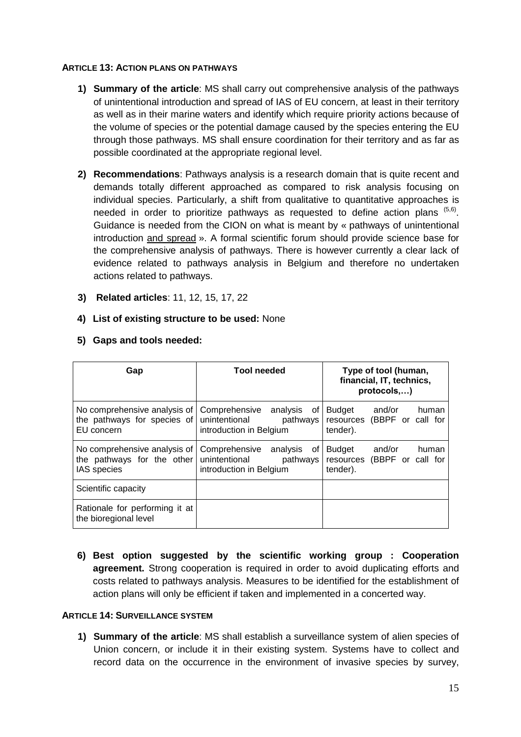#### ARTICLE 13: ACTION PLANS ON PATHWAYS

1) **Summary of the article**: MS shall carry out comprehensive analysis of the pathways of unintentional introduction and spread of IAS of EU concern, at least in their territory as well as in their marine waters and identify which require priority actions because of the volume of species or the potential damage caused by the species entering the EU through those pathways. MS shall ensure coordination for their territory and as far as possible coordinated at the appropriate regional level.

2) **Recommendations**: Pathways analysis is a research domain that is quite recent and demands totally different approached as compared to risk analysis focusing on individual species. Particularly, a shift from qualitative to quantitative approaches is needed in order to prioritize pathways as requested to define action plans [5,6]. Guidance is needed from the CION on what is meant by « pathways of unintentional introduction and spread ». A formal scientific forum should provide science base for the comprehensive analysis of pathways. There is however currently a clear lack of evidence related to pathways analysis in Belgium and therefore no undertaken actions related to pathways.

3) **Related articles**: 11, 12, 15, 17, 22

4) **List of existing structure to be used:** None

5) **Gaps and tools needed:**

| Gap | Tool needed | Type of tool (human, financial, IT, technics, protocols,…) |
|---|---|---|
| No comprehensive analysis of the pathways for species of EU concern | Comprehensive analysis of unintentional pathways introduction in Belgium | Budget and/or human resources (BBPF or call for tender). |
| No comprehensive analysis of the pathways for the other IAS species | Comprehensive analysis of unintentional pathways introduction in Belgium | Budget and/or human resources (BBPF or call for tender). |
| Scientific capacity | | |
| Rationale for performing it at the bioregional level | | |

6) **Best option suggested by the scientific working group : Cooperation agreement.** Strong cooperation is required in order to avoid duplicating efforts and costs related to pathways analysis. Measures to be identified for the establishment of action plans will only be efficient if taken and implemented in a concerted way.

#### ARTICLE 14: SURVEILLANCE SYSTEM

1) **Summary of the article**: MS shall establish a surveillance system of alien species of Union concern, or include it in their existing system. Systems have to collect and record data on the occurrence in the environment of invasive species by survey,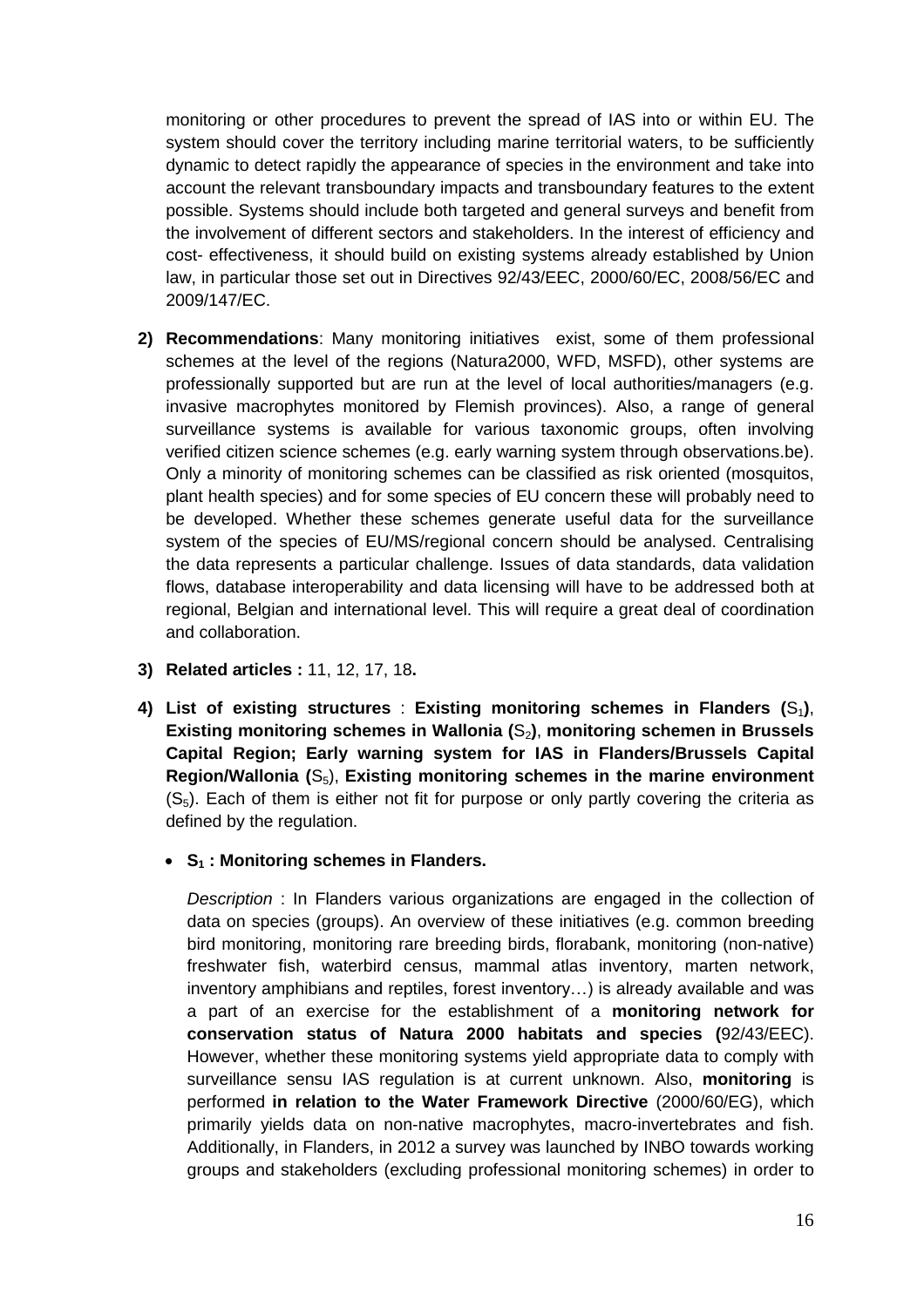monitoring or other procedures to prevent the spread of IAS into or within EU. The system should cover the territory including marine territorial waters, to be sufficiently dynamic to detect rapidly the appearance of species in the environment and take into account the relevant transboundary impacts and transboundary features to the extent possible. Systems should include both targeted and general surveys and benefit from the involvement of different sectors and stakeholders. In the interest of efficiency and cost- effectiveness, it should build on existing systems already established by Union law, in particular those set out in Directives 92/43/EEC, 2000/60/EC, 2008/56/EC and 2009/147/EC.

2) **Recommendations**: Many monitoring initiatives exist, some of them professional schemes at the level of the regions (Natura2000, WFD, MSFD), other systems are professionally supported but are run at the level of local authorities/managers (e.g. invasive macrophytes monitored by Flemish provinces). Also, a range of general surveillance systems is available for various taxonomic groups, often involving verified citizen science schemes (e.g. early warning system through observations.be). Only a minority of monitoring schemes can be classified as risk oriented (mosquitos, plant health species) and for some species of EU concern these will probably need to be developed. Whether these schemes generate useful data for the surveillance system of the species of EU/MS/regional concern should be analysed. Centralising the data represents a particular challenge. Issues of data standards, data validation flows, database interoperability and data licensing will have to be addressed both at regional, Belgian and international level. This will require a great deal of coordination and collaboration.

3) **Related articles :** 11, 12, 17, 18**.**

4) **List of existing structures** : **Existing monitoring schemes in Flanders (**$S_1$**)**, **Existing monitoring schemes in Wallonia (**$S_2$**)**, **monitoring schemen in Brussels Capital Region; Early warning system for IAS in Flanders/Brussels Capital Region/Wallonia (**$S_5$), **Existing monitoring schemes in the marine environment** ($S_5$). Each of them is either not fit for purpose or only partly covering the criteria as defined by the regulation.

   - **$S_1$ : Monitoring schemes in Flanders.**

     *Description* : In Flanders various organizations are engaged in the collection of data on species (groups). An overview of these initiatives (e.g. common breeding bird monitoring, monitoring rare breeding birds, florabank, monitoring (non-native) freshwater fish, waterbird census, mammal atlas inventory, marten network, inventory amphibians and reptiles, forest inventory…) is already available and was a part of an exercise for the establishment of a **monitoring network for conservation status of Natura 2000 habitats and species (**92/43/EEC). However, whether these monitoring systems yield appropriate data to comply with surveillance sensu IAS regulation is at current unknown. Also, **monitoring** is performed **in relation to the Water Framework Directive** (2000/60/EG), which primarily yields data on non-native macrophytes, macro-invertebrates and fish. Additionally, in Flanders, in 2012 a survey was launched by INBO towards working groups and stakeholders (excluding professional monitoring schemes) in order to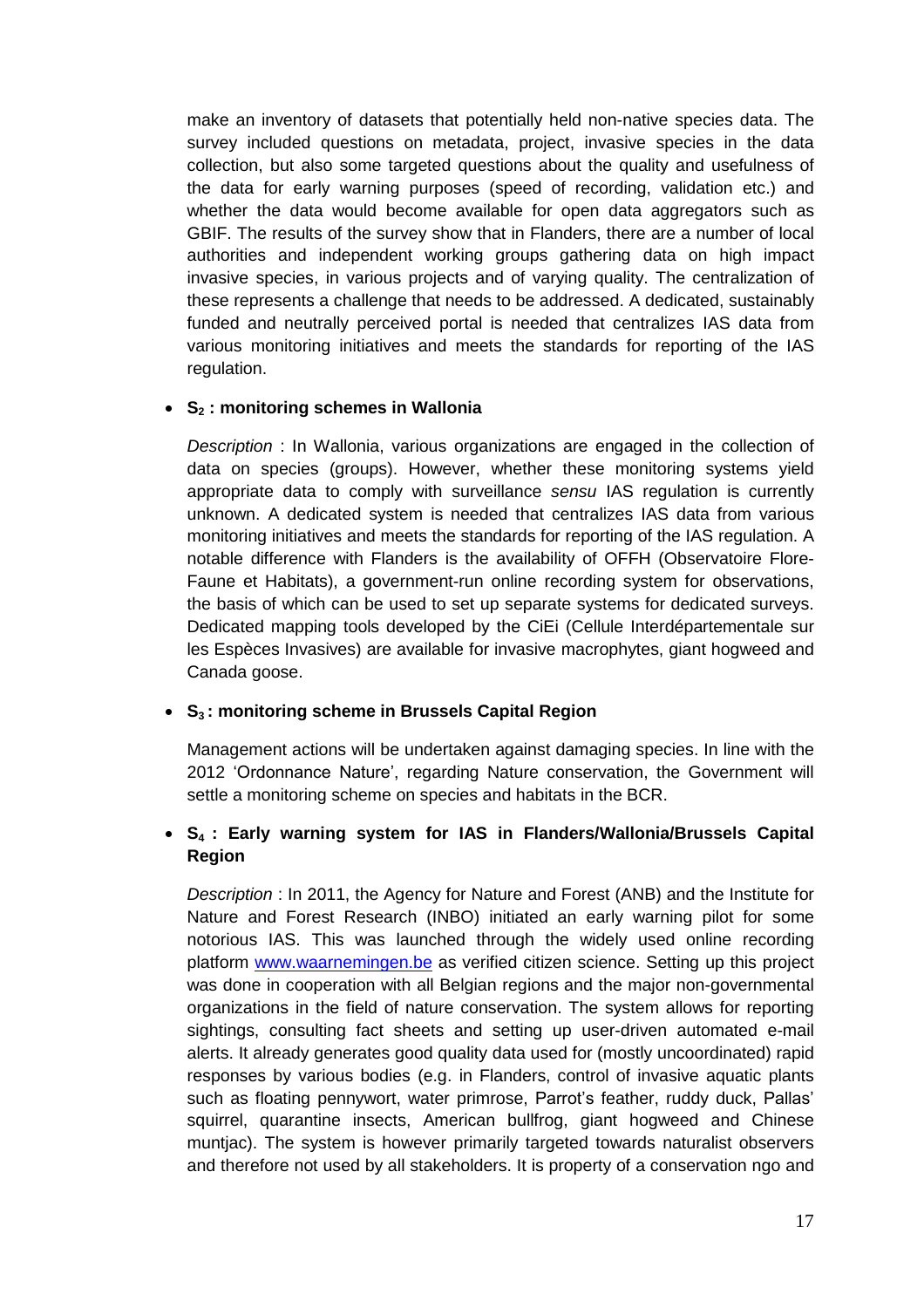make an inventory of datasets that potentially held non-native species data. The survey included questions on metadata, project, invasive species in the data collection, but also some targeted questions about the quality and usefulness of the data for early warning purposes (speed of recording, validation etc.) and whether the data would become available for open data aggregators such as GBIF. The results of the survey show that in Flanders, there are a number of local authorities and independent working groups gathering data on high impact invasive species, in various projects and of varying quality. The centralization of these represents a challenge that needs to be addressed. A dedicated, sustainably funded and neutrally perceived portal is needed that centralizes IAS data from various monitoring initiatives and meets the standards for reporting of the IAS regulation.

- **$S_2$ : monitoring schemes in Wallonia**

  *Description* : In Wallonia, various organizations are engaged in the collection of data on species (groups). However, whether these monitoring systems yield appropriate data to comply with surveillance *sensu* IAS regulation is currently unknown. A dedicated system is needed that centralizes IAS data from various monitoring initiatives and meets the standards for reporting of the IAS regulation. A notable difference with Flanders is the availability of OFFH (Observatoire Flore-Faune et Habitats), a government-run online recording system for observations, the basis of which can be used to set up separate systems for dedicated surveys. Dedicated mapping tools developed by the CiEi (Cellule Interdépartementale sur les Espèces Invasives) are available for invasive macrophytes, giant hogweed and Canada goose.

- **$S_3$ : monitoring scheme in Brussels Capital Region**

  Management actions will be undertaken against damaging species. In line with the 2012 'Ordonnance Nature', regarding Nature conservation, the Government will settle a monitoring scheme on species and habitats in the BCR.

- **$S_4$ : Early warning system for IAS in Flanders/Wallonia/Brussels Capital Region**

  *Description* : In 2011, the Agency for Nature and Forest (ANB) and the Institute for Nature and Forest Research (INBO) initiated an early warning pilot for some notorious IAS. This was launched through the widely used online recording platform www.waarnemingen.be as verified citizen science. Setting up this project was done in cooperation with all Belgian regions and the major non-governmental organizations in the field of nature conservation. The system allows for reporting sightings, consulting fact sheets and setting up user-driven automated e-mail alerts. It already generates good quality data used for (mostly uncoordinated) rapid responses by various bodies (e.g. in Flanders, control of invasive aquatic plants such as floating pennywort, water primrose, Parrot's feather, ruddy duck, Pallas' squirrel, quarantine insects, American bullfrog, giant hogweed and Chinese muntjac). The system is however primarily targeted towards naturalist observers and therefore not used by all stakeholders. It is property of a conservation ngo and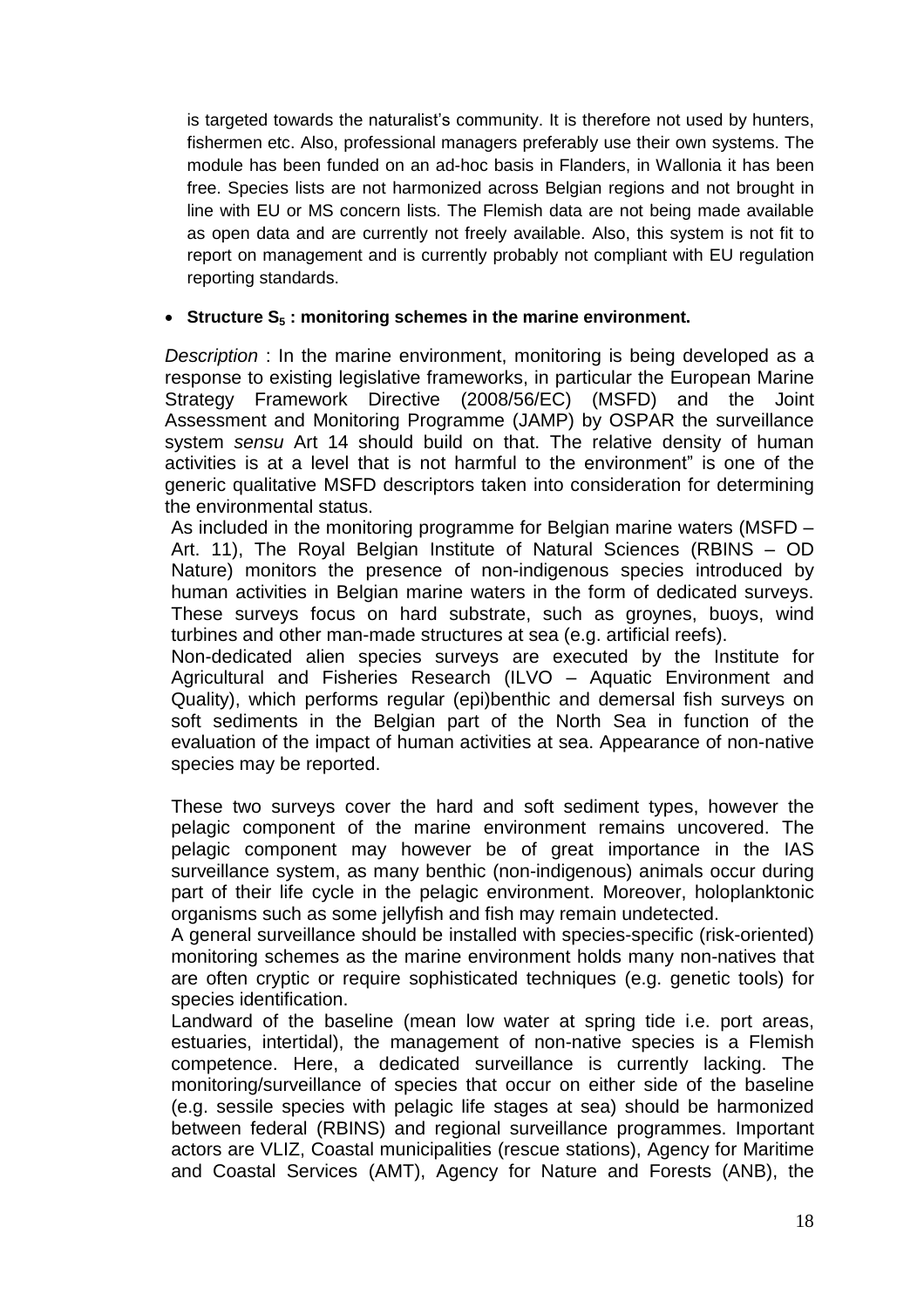is targeted towards the naturalist's community. It is therefore not used by hunters, fishermen etc. Also, professional managers preferably use their own systems. The module has been funded on an ad-hoc basis in Flanders, in Wallonia it has been free. Species lists are not harmonized across Belgian regions and not brought in line with EU or MS concern lists. The Flemish data are not being made available as open data and are currently not freely available. Also, this system is not fit to report on management and is currently probably not compliant with EU regulation reporting standards.

- **Structure $S_5$ : monitoring schemes in the marine environment.**

*Description* : In the marine environment, monitoring is being developed as a response to existing legislative frameworks, in particular the European Marine Strategy Framework Directive (2008/56/EC) (MSFD) and the Joint Assessment and Monitoring Programme (JAMP) by OSPAR the surveillance system *sensu* Art 14 should build on that. The relative density of human activities is at a level that is not harmful to the environment" is one of the generic qualitative MSFD descriptors taken into consideration for determining the environmental status.

As included in the monitoring programme for Belgian marine waters (MSFD – Art. 11), The Royal Belgian Institute of Natural Sciences (RBINS – OD Nature) monitors the presence of non-indigenous species introduced by human activities in Belgian marine waters in the form of dedicated surveys. These surveys focus on hard substrate, such as groynes, buoys, wind turbines and other man-made structures at sea (e.g. artificial reefs).

Non-dedicated alien species surveys are executed by the Institute for Agricultural and Fisheries Research (ILVO – Aquatic Environment and Quality), which performs regular (epi)benthic and demersal fish surveys on soft sediments in the Belgian part of the North Sea in function of the evaluation of the impact of human activities at sea. Appearance of non-native species may be reported.

These two surveys cover the hard and soft sediment types, however the pelagic component of the marine environment remains uncovered. The pelagic component may however be of great importance in the IAS surveillance system, as many benthic (non-indigenous) animals occur during part of their life cycle in the pelagic environment. Moreover, holoplanktonic organisms such as some jellyfish and fish may remain undetected.

A general surveillance should be installed with species-specific (risk-oriented) monitoring schemes as the marine environment holds many non-natives that are often cryptic or require sophisticated techniques (e.g. genetic tools) for species identification.

Landward of the baseline (mean low water at spring tide i.e. port areas, estuaries, intertidal), the management of non-native species is a Flemish competence. Here, a dedicated surveillance is currently lacking. The monitoring/surveillance of species that occur on either side of the baseline (e.g. sessile species with pelagic life stages at sea) should be harmonized between federal (RBINS) and regional surveillance programmes. Important actors are VLIZ, Coastal municipalities (rescue stations), Agency for Maritime and Coastal Services (AMT), Agency for Nature and Forests (ANB), the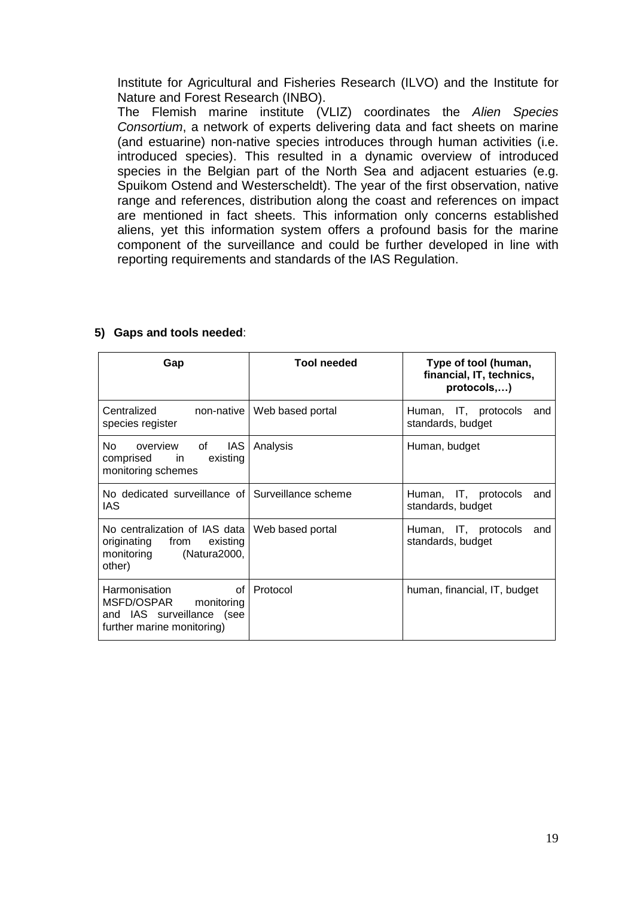Institute for Agricultural and Fisheries Research (ILVO) and the Institute for Nature and Forest Research (INBO).

The Flemish marine institute (VLIZ) coordinates the *Alien Species Consortium*, a network of experts delivering data and fact sheets on marine (and estuarine) non-native species introduces through human activities (i.e. introduced species). This resulted in a dynamic overview of introduced species in the Belgian part of the North Sea and adjacent estuaries (e.g. Spuikom Ostend and Westerscheldt). The year of the first observation, native range and references, distribution along the coast and references on impact are mentioned in fact sheets. This information only concerns established aliens, yet this information system offers a profound basis for the marine component of the surveillance and could be further developed in line with reporting requirements and standards of the IAS Regulation.

**5) Gaps and tools needed**:

| Gap | Tool needed | Type of tool (human, financial, IT, technics, protocols,…) |
|---|---|---|
| Centralized non-native species register | Web based portal | Human, IT, protocols and standards, budget |
| No overview of IAS comprised in existing monitoring schemes | Analysis | Human, budget |
| No dedicated surveillance of IAS | Surveillance scheme | Human, IT, protocols and standards, budget |
| No centralization of IAS data originating from existing monitoring (Natura2000, other) | Web based portal | Human, IT, protocols and standards, budget |
| Harmonisation of MSFD/OSPAR monitoring and IAS surveillance (see further marine monitoring) | Protocol | human, financial, IT, budget |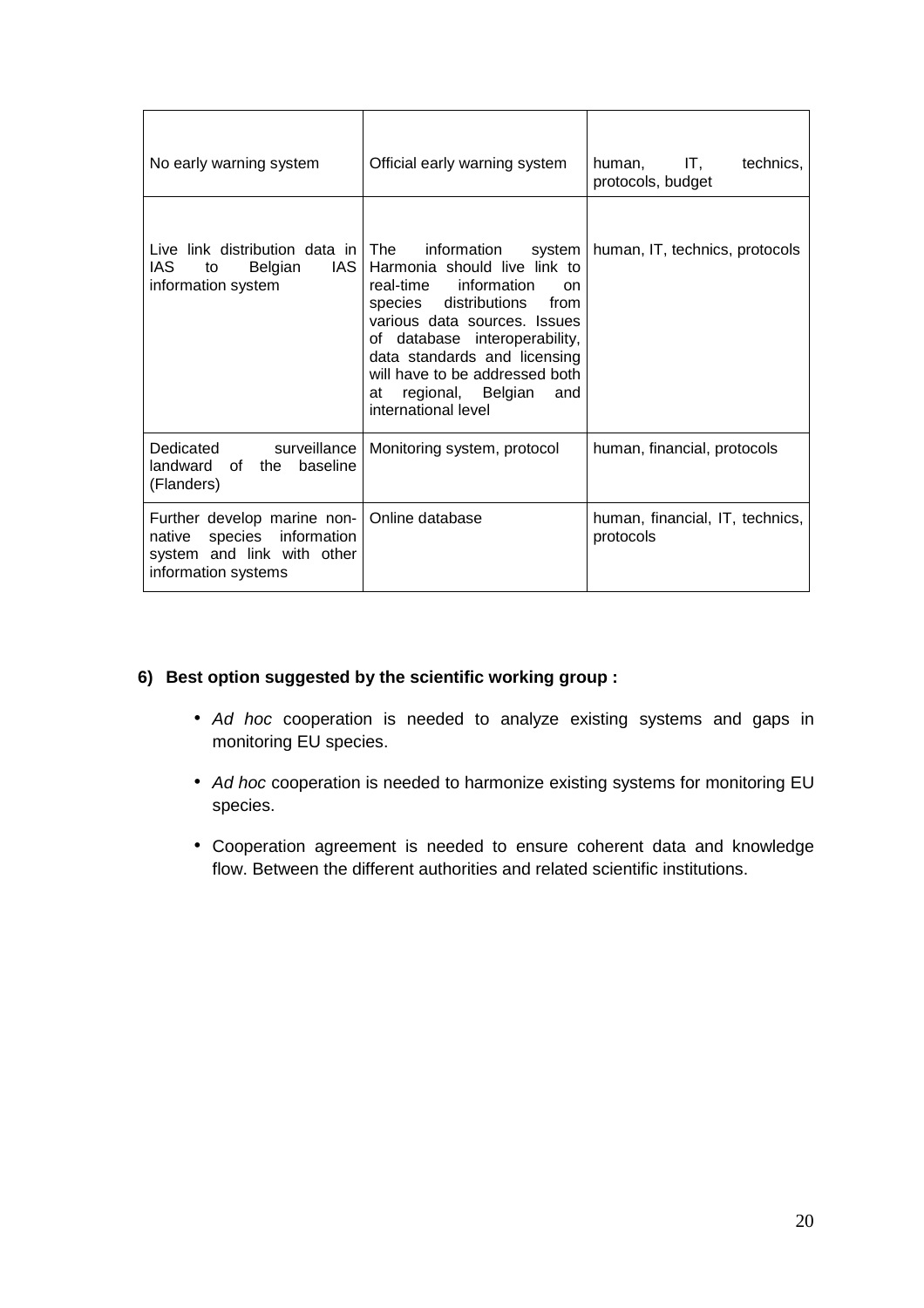| | | |
|---|---|---|
| No early warning system | Official early warning system | human, IT, technics, protocols, budget |
| Live link distribution data in IAS to Belgian IAS information system | The information system Harmonia should live link to real-time information on species distributions from various data sources. Issues of database interoperability, data standards and licensing will have to be addressed both at regional, Belgian and international level | human, IT, technics, protocols |
| Dedicated surveillance landward of the baseline (Flanders) | Monitoring system, protocol | human, financial, protocols |
| Further develop marine non-native species information system and link with other information systems | Online database | human, financial, IT, technics, protocols |

**6) Best option suggested by the scientific working group :**

- *Ad hoc* cooperation is needed to analyze existing systems and gaps in monitoring EU species.
- *Ad hoc* cooperation is needed to harmonize existing systems for monitoring EU species.
- Cooperation agreement is needed to ensure coherent data and knowledge flow. Between the different authorities and related scientific institutions.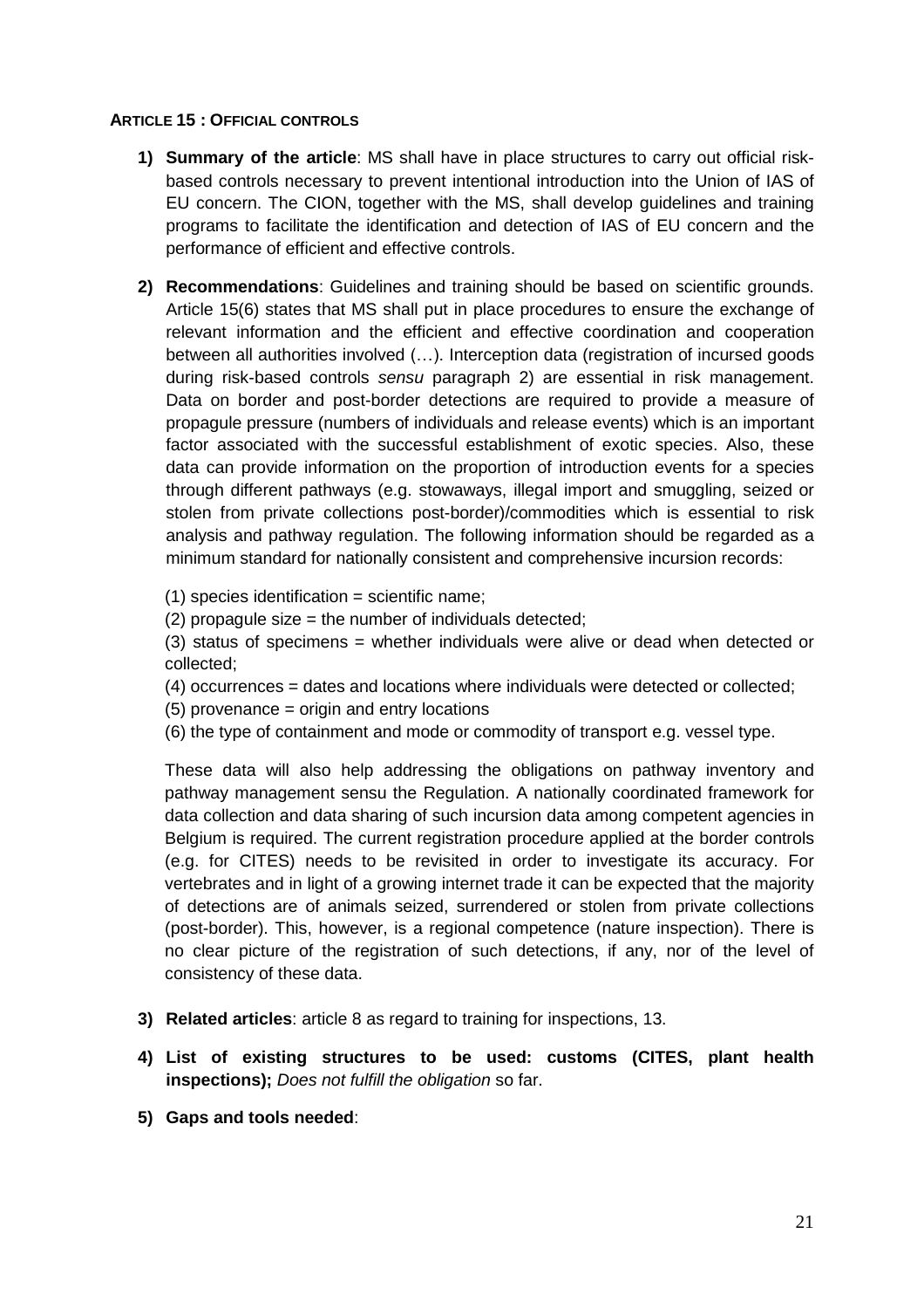#### ARTICLE 15 : OFFICIAL CONTROLS

1) **Summary of the article**: MS shall have in place structures to carry out official risk-based controls necessary to prevent intentional introduction into the Union of IAS of EU concern. The CION, together with the MS, shall develop guidelines and training programs to facilitate the identification and detection of IAS of EU concern and the performance of efficient and effective controls.

2) **Recommendations**: Guidelines and training should be based on scientific grounds. Article 15(6) states that MS shall put in place procedures to ensure the exchange of relevant information and the efficient and effective coordination and cooperation between all authorities involved (…). Interception data (registration of incursed goods during risk-based controls *sensu* paragraph 2) are essential in risk management. Data on border and post-border detections are required to provide a measure of propagule pressure (numbers of individuals and release events) which is an important factor associated with the successful establishment of exotic species. Also, these data can provide information on the proportion of introduction events for a species through different pathways (e.g. stowaways, illegal import and smuggling, seized or stolen from private collections post-border)/commodities which is essential to risk analysis and pathway regulation. The following information should be regarded as a minimum standard for nationally consistent and comprehensive incursion records:

   (1) species identification = scientific name;
   (2) propagule size = the number of individuals detected;
   (3) status of specimens = whether individuals were alive or dead when detected or collected;
   (4) occurrences = dates and locations where individuals were detected or collected;
   (5) provenance = origin and entry locations
   (6) the type of containment and mode or commodity of transport e.g. vessel type.

   These data will also help addressing the obligations on pathway inventory and pathway management sensu the Regulation. A nationally coordinated framework for data collection and data sharing of such incursion data among competent agencies in Belgium is required. The current registration procedure applied at the border controls (e.g. for CITES) needs to be revisited in order to investigate its accuracy. For vertebrates and in light of a growing internet trade it can be expected that the majority of detections are of animals seized, surrendered or stolen from private collections (post-border). This, however, is a regional competence (nature inspection). There is no clear picture of the registration of such detections, if any, nor of the level of consistency of these data.

3) **Related articles**: article 8 as regard to training for inspections, 13.

4) **List of existing structures to be used: customs (CITES, plant health inspections);** *Does not fulfill the obligation* so far.

5) **Gaps and tools needed**: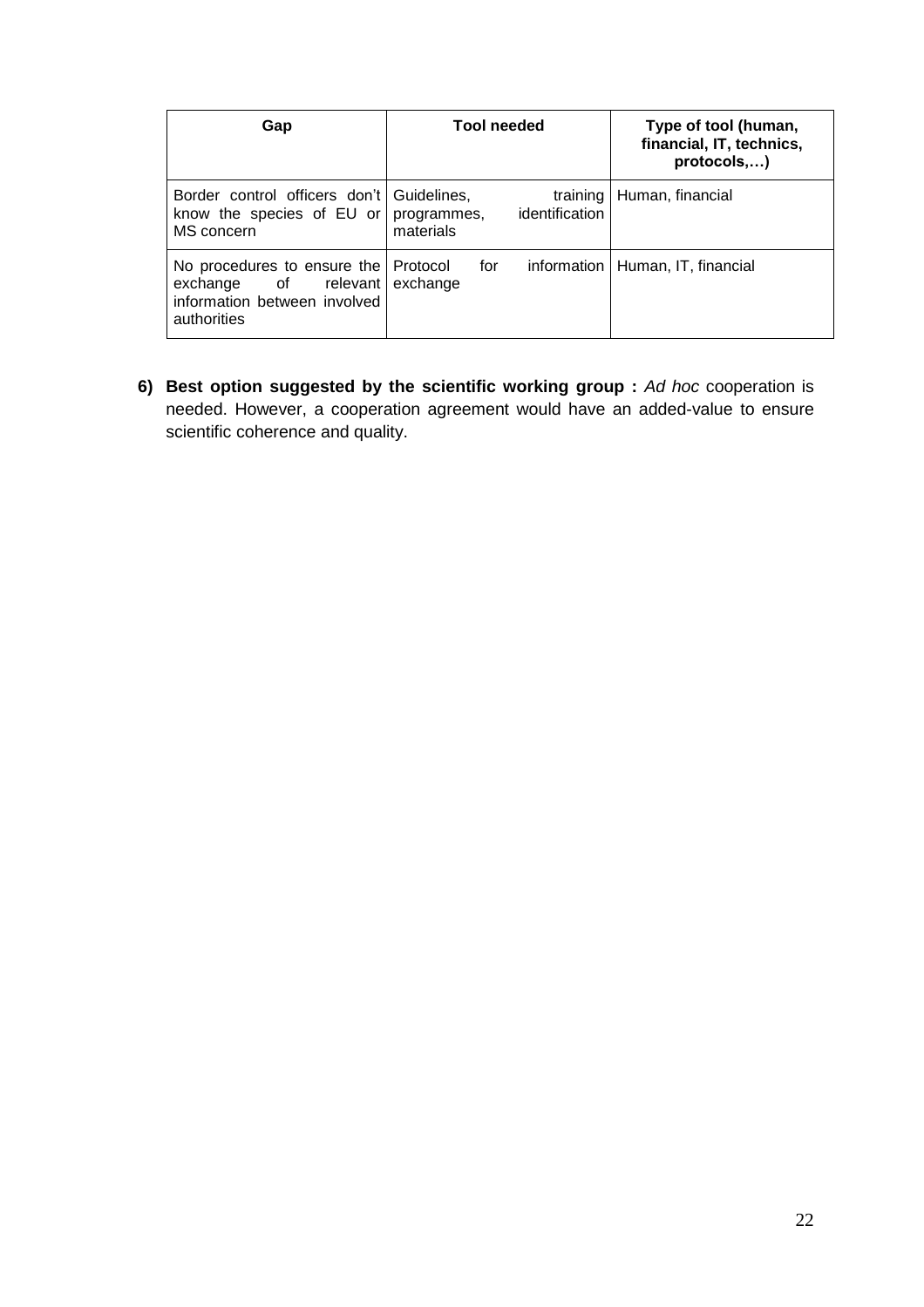| Gap | Tool needed | Type of tool (human, financial, IT, technics, protocols,…) |
| --- | --- | --- |
| Border control officers don't know the species of EU or MS concern | Guidelines, training programmes, identification materials | Human, financial |
| No procedures to ensure the exchange of relevant information between involved authorities | Protocol for information exchange | Human, IT, financial |

6) **Best option suggested by the scientific working group :** *Ad hoc* cooperation is needed. However, a cooperation agreement would have an added-value to ensure scientific coherence and quality.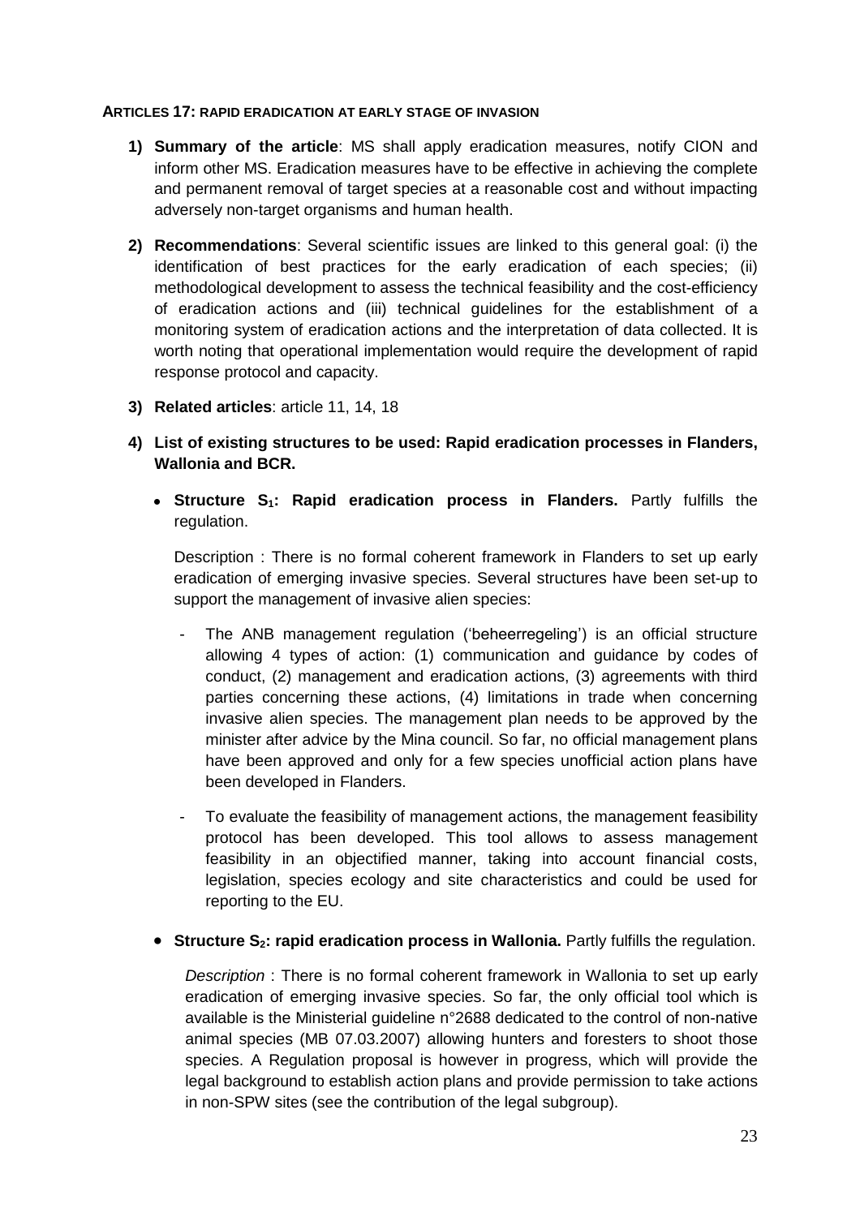#### ARTICLES 17: RAPID ERADICATION AT EARLY STAGE OF INVASION

1) **Summary of the article**: MS shall apply eradication measures, notify CION and inform other MS. Eradication measures have to be effective in achieving the complete and permanent removal of target species at a reasonable cost and without impacting adversely non-target organisms and human health.

2) **Recommendations**: Several scientific issues are linked to this general goal: (i) the identification of best practices for the early eradication of each species; (ii) methodological development to assess the technical feasibility and the cost-efficiency of eradication actions and (iii) technical guidelines for the establishment of a monitoring system of eradication actions and the interpretation of data collected. It is worth noting that operational implementation would require the development of rapid response protocol and capacity.

3) **Related articles**: article 11, 14, 18

4) **List of existing structures to be used: Rapid eradication processes in Flanders, Wallonia and BCR.**

   - **Structure $S_1$: Rapid eradication process in Flanders.** Partly fulfills the regulation.

     Description : There is no formal coherent framework in Flanders to set up early eradication of emerging invasive species. Several structures have been set-up to support the management of invasive alien species:

     - The ANB management regulation ('beheerregeling') is an official structure allowing 4 types of action: (1) communication and guidance by codes of conduct, (2) management and eradication actions, (3) agreements with third parties concerning these actions, (4) limitations in trade when concerning invasive alien species. The management plan needs to be approved by the minister after advice by the Mina council. So far, no official management plans have been approved and only for a few species unofficial action plans have been developed in Flanders.
     - To evaluate the feasibility of management actions, the management feasibility protocol has been developed. This tool allows to assess management feasibility in an objectified manner, taking into account financial costs, legislation, species ecology and site characteristics and could be used for reporting to the EU.

   - **Structure $S_2$: rapid eradication process in Wallonia.** Partly fulfills the regulation.

     *Description* : There is no formal coherent framework in Wallonia to set up early eradication of emerging invasive species. So far, the only official tool which is available is the Ministerial guideline n°2688 dedicated to the control of non-native animal species (MB 07.03.2007) allowing hunters and foresters to shoot those species. A Regulation proposal is however in progress, which will provide the legal background to establish action plans and provide permission to take actions in non-SPW sites (see the contribution of the legal subgroup).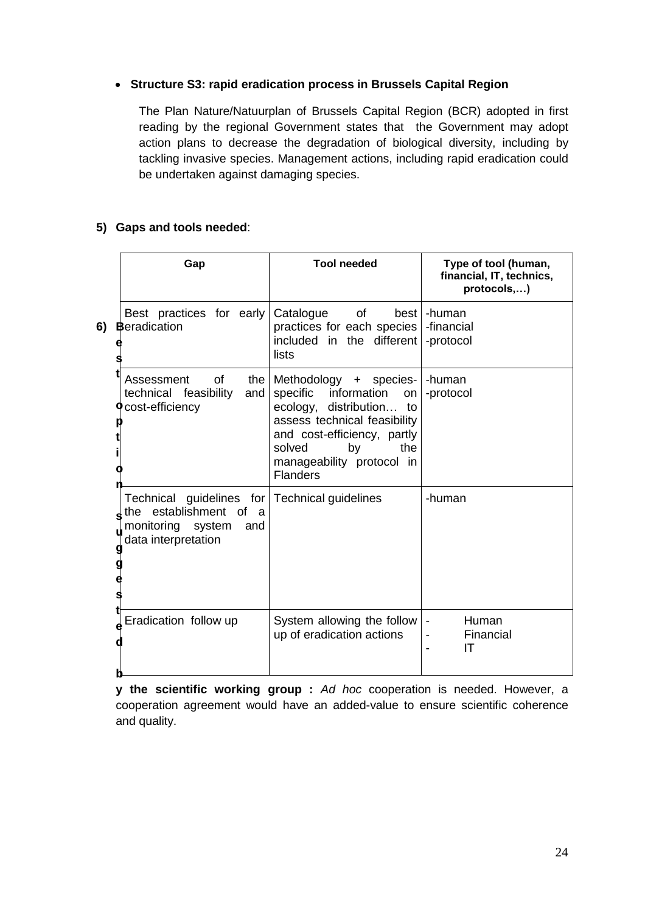- **Structure S3: rapid eradication process in Brussels Capital Region**

  The Plan Nature/Natuurplan of Brussels Capital Region (BCR) adopted in first reading by the regional Government states that the Government may adopt action plans to decrease the degradation of biological diversity, including by tackling invasive species. Management actions, including rapid eradication could be undertaken against damaging species.

## 5) Gaps and tools needed:

| Gap | Tool needed | Type of tool (human, financial, IT, technics, protocols,…) |
|---|---|---|
| Best practices for early eradication | Catalogue of best practices for each species included in the different lists | -human<br>-financial<br>-protocol |
| Assessment of the technical feasibility and cost-efficiency | Methodology + species-specific information on ecology, distribution… to assess technical feasibility and cost-efficiency, partly solved by the manageability protocol in Flanders | -human<br>-protocol |
| Technical guidelines for the establishment of a monitoring system and data interpretation | Technical guidelines | -human |
| Eradication follow up | System allowing the follow up of eradication actions | - Human<br>- Financial<br>- IT |

## 6) Best options suggested by the scientific working group :

*Ad hoc* cooperation is needed. However, a cooperation agreement would have an added-value to ensure scientific coherence and quality.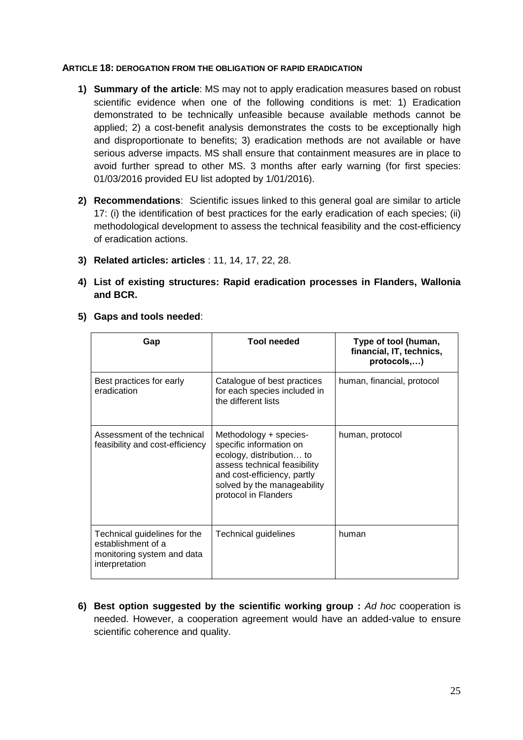#### ARTICLE 18: DEROGATION FROM THE OBLIGATION OF RAPID ERADICATION

1) **Summary of the article**: MS may not to apply eradication measures based on robust scientific evidence when one of the following conditions is met: 1) Eradication demonstrated to be technically unfeasible because available methods cannot be applied; 2) a cost-benefit analysis demonstrates the costs to be exceptionally high and disproportionate to benefits; 3) eradication methods are not available or have serious adverse impacts. MS shall ensure that containment measures are in place to avoid further spread to other MS. 3 months after early warning (for first species: 01/03/2016 provided EU list adopted by 1/01/2016).

2) **Recommendations**: Scientific issues linked to this general goal are similar to article 17: (i) the identification of best practices for the early eradication of each species; (ii) methodological development to assess the technical feasibility and the cost-efficiency of eradication actions.

3) **Related articles: articles** : 11, 14, 17, 22, 28.

4) **List of existing structures: Rapid eradication processes in Flanders, Wallonia and BCR.**

5) **Gaps and tools needed**:

| Gap | Tool needed | Type of tool (human, financial, IT, technics, protocols,…) |
|---|---|---|
| Best practices for early eradication | Catalogue of best practices for each species included in the different lists | human, financial, protocol |
| Assessment of the technical feasibility and cost-efficiency | Methodology + species-specific information on ecology, distribution… to assess technical feasibility and cost-efficiency, partly solved by the manageability protocol in Flanders | human, protocol |
| Technical guidelines for the establishment of a monitoring system and data interpretation | Technical guidelines | human |

6) **Best option suggested by the scientific working group :** *Ad hoc* cooperation is needed. However, a cooperation agreement would have an added-value to ensure scientific coherence and quality.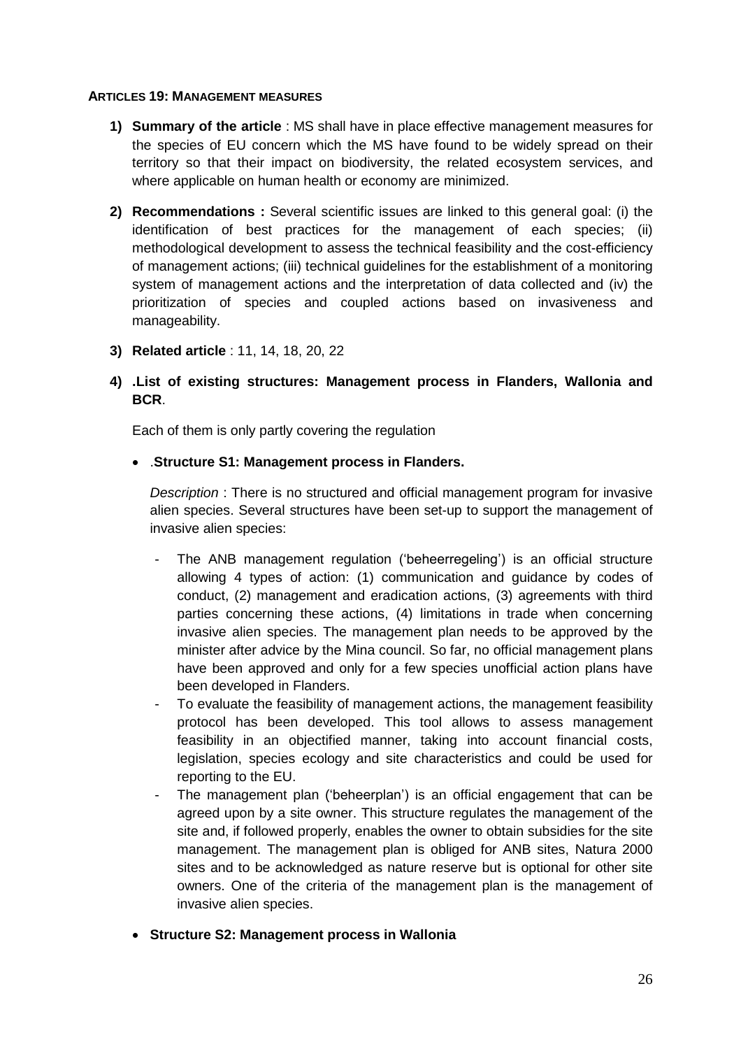**ARTICLES 19: MANAGEMENT MEASURES**

1) **Summary of the article** : MS shall have in place effective management measures for the species of EU concern which the MS have found to be widely spread on their territory so that their impact on biodiversity, the related ecosystem services, and where applicable on human health or economy are minimized.

2) **Recommendations :** Several scientific issues are linked to this general goal: (i) the identification of best practices for the management of each species; (ii) methodological development to assess the technical feasibility and the cost-efficiency of management actions; (iii) technical guidelines for the establishment of a monitoring system of management actions and the interpretation of data collected and (iv) the prioritization of species and coupled actions based on invasiveness and manageability.

3) **Related article** : 11, 14, 18, 20, 22

4) **.List of existing structures: Management process in Flanders, Wallonia and BCR**.

   Each of them is only partly covering the regulation

   - .**Structure S1: Management process in Flanders.**

     *Description* : There is no structured and official management program for invasive alien species. Several structures have been set-up to support the management of invasive alien species:

     - The ANB management regulation ('beheerregeling') is an official structure allowing 4 types of action: (1) communication and guidance by codes of conduct, (2) management and eradication actions, (3) agreements with third parties concerning these actions, (4) limitations in trade when concerning invasive alien species. The management plan needs to be approved by the minister after advice by the Mina council. So far, no official management plans have been approved and only for a few species unofficial action plans have been developed in Flanders.
     - To evaluate the feasibility of management actions, the management feasibility protocol has been developed. This tool allows to assess management feasibility in an objectified manner, taking into account financial costs, legislation, species ecology and site characteristics and could be used for reporting to the EU.
     - The management plan ('beheerplan') is an official engagement that can be agreed upon by a site owner. This structure regulates the management of the site and, if followed properly, enables the owner to obtain subsidies for the site management. The management plan is obliged for ANB sites, Natura 2000 sites and to be acknowledged as nature reserve but is optional for other site owners. One of the criteria of the management plan is the management of invasive alien species.

   - **Structure S2: Management process in Wallonia**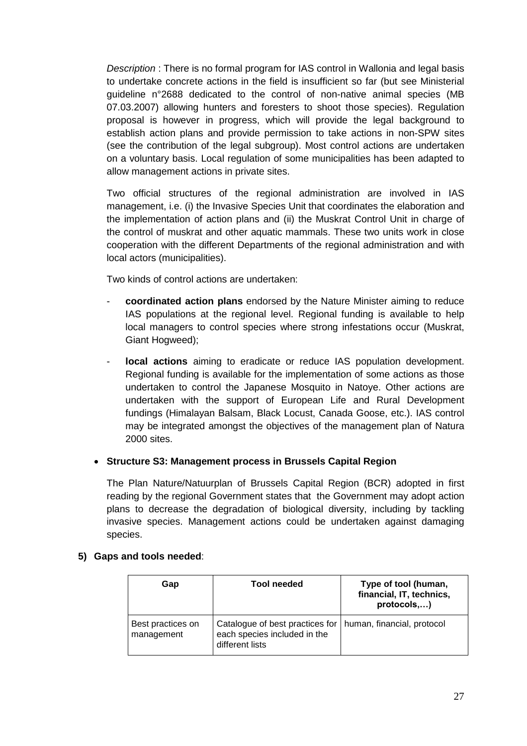*Description* : There is no formal program for IAS control in Wallonia and legal basis to undertake concrete actions in the field is insufficient so far (but see Ministerial guideline n°2688 dedicated to the control of non-native animal species (MB 07.03.2007) allowing hunters and foresters to shoot those species). Regulation proposal is however in progress, which will provide the legal background to establish action plans and provide permission to take actions in non-SPW sites (see the contribution of the legal subgroup). Most control actions are undertaken on a voluntary basis. Local regulation of some municipalities has been adapted to allow management actions in private sites.

Two official structures of the regional administration are involved in IAS management, i.e. (i) the Invasive Species Unit that coordinates the elaboration and the implementation of action plans and (ii) the Muskrat Control Unit in charge of the control of muskrat and other aquatic mammals. These two units work in close cooperation with the different Departments of the regional administration and with local actors (municipalities).

Two kinds of control actions are undertaken:

- **coordinated action plans** endorsed by the Nature Minister aiming to reduce IAS populations at the regional level. Regional funding is available to help local managers to control species where strong infestations occur (Muskrat, Giant Hogweed);
- **local actions** aiming to eradicate or reduce IAS population development. Regional funding is available for the implementation of some actions as those undertaken to control the Japanese Mosquito in Natoye. Other actions are undertaken with the support of European Life and Rural Development fundings (Himalayan Balsam, Black Locust, Canada Goose, etc.). IAS control may be integrated amongst the objectives of the management plan of Natura 2000 sites.

- **Structure S3: Management process in Brussels Capital Region**

The Plan Nature/Natuurplan of Brussels Capital Region (BCR) adopted in first reading by the regional Government states that the Government may adopt action plans to decrease the degradation of biological diversity, including by tackling invasive species. Management actions could be undertaken against damaging species.

**5) Gaps and tools needed**:

| Gap | Tool needed | Type of tool (human, financial, IT, technics, protocols,…) |
|---|---|---|
| Best practices on management | Catalogue of best practices for each species included in the different lists | human, financial, protocol |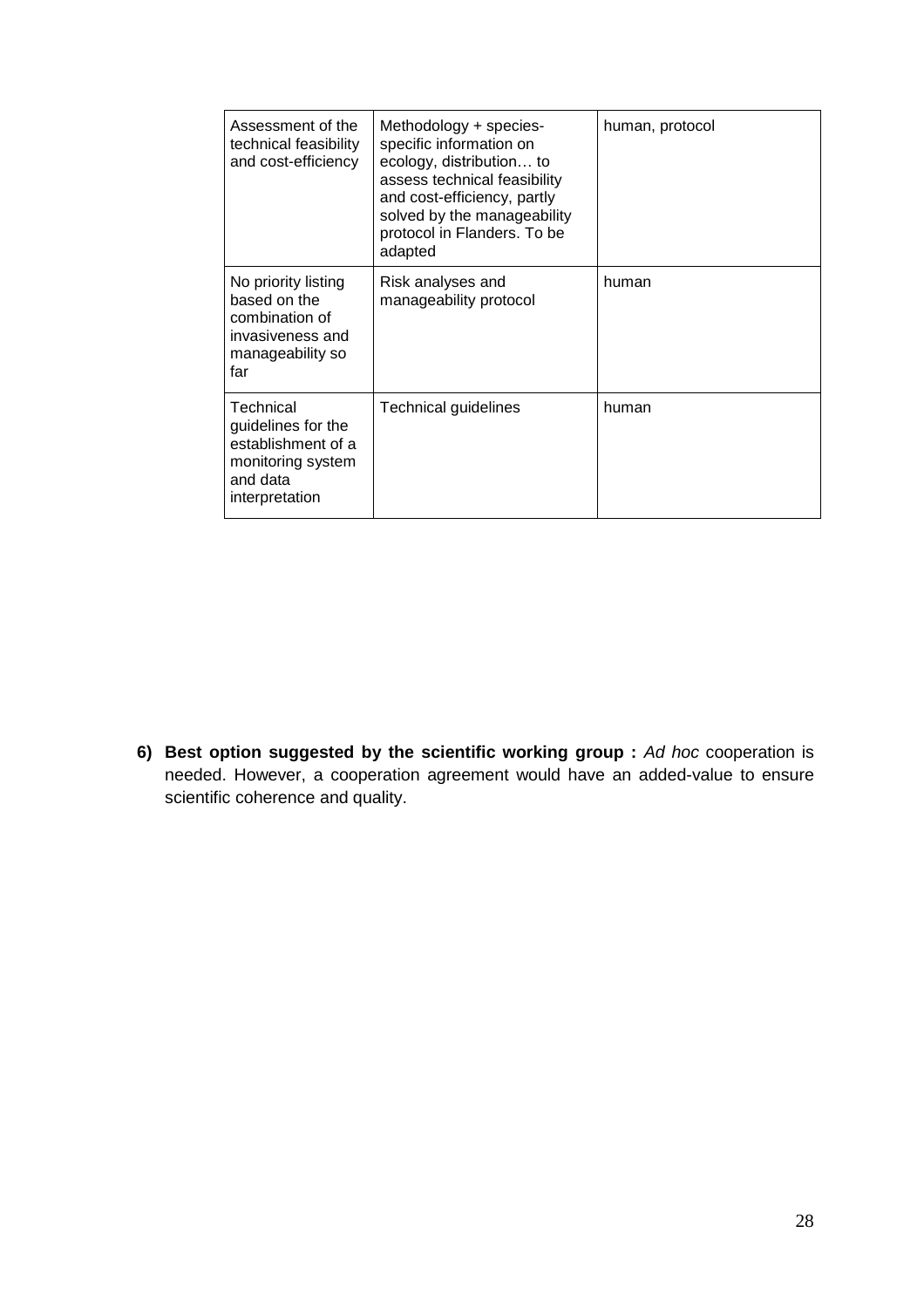| Assessment of the technical feasibility and cost-efficiency | Methodology + species-specific information on ecology, distribution… to assess technical feasibility and cost-efficiency, partly solved by the manageability protocol in Flanders. To be adapted | human, protocol |
|---|---|---|
| No priority listing based on the combination of invasiveness and manageability so far | Risk analyses and manageability protocol | human |
| Technical guidelines for the establishment of a monitoring system and data interpretation | Technical guidelines | human |

6) **Best option suggested by the scientific working group :** *Ad hoc* cooperation is needed. However, a cooperation agreement would have an added-value to ensure scientific coherence and quality.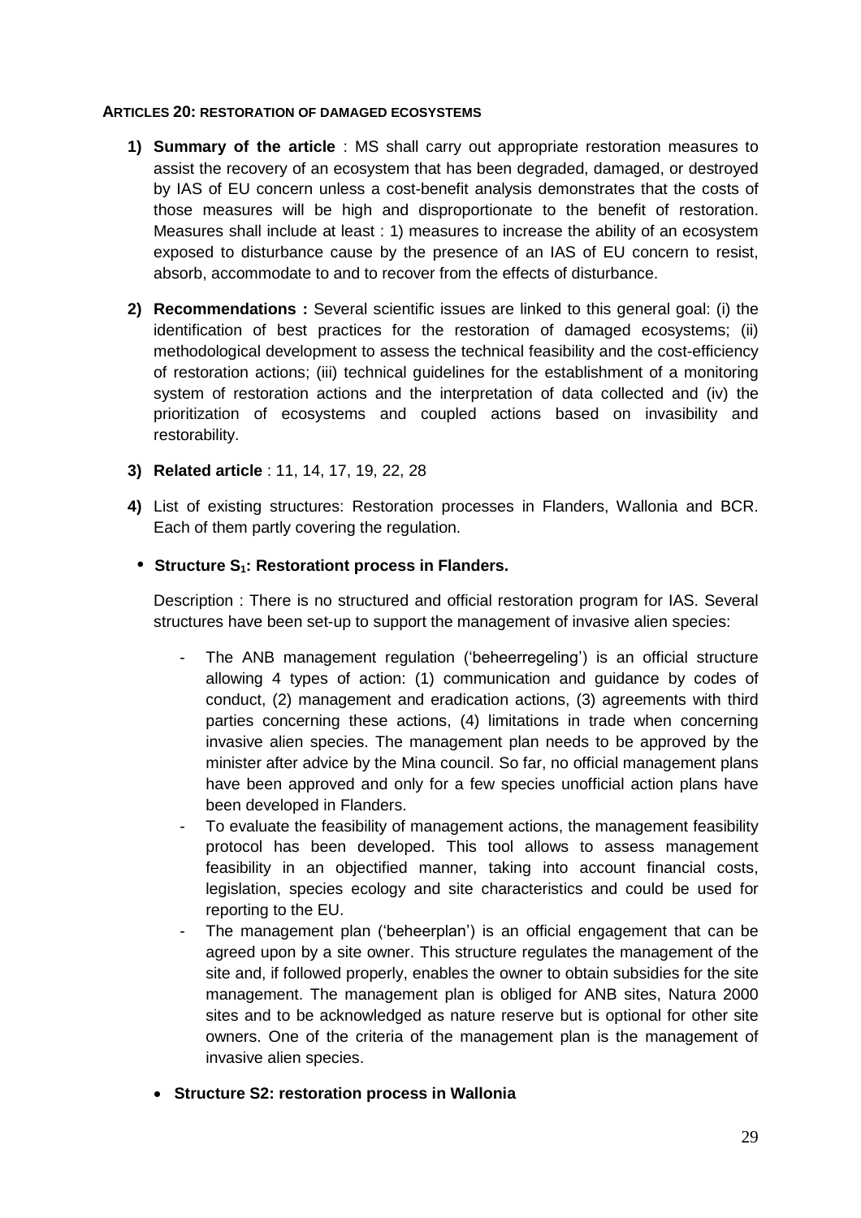#### ARTICLES 20: RESTORATION OF DAMAGED ECOSYSTEMS

1) **Summary of the article** : MS shall carry out appropriate restoration measures to assist the recovery of an ecosystem that has been degraded, damaged, or destroyed by IAS of EU concern unless a cost-benefit analysis demonstrates that the costs of those measures will be high and disproportionate to the benefit of restoration. Measures shall include at least : 1) measures to increase the ability of an ecosystem exposed to disturbance cause by the presence of an IAS of EU concern to resist, absorb, accommodate to and to recover from the effects of disturbance.

2) **Recommendations :** Several scientific issues are linked to this general goal: (i) the identification of best practices for the restoration of damaged ecosystems; (ii) methodological development to assess the technical feasibility and the cost-efficiency of restoration actions; (iii) technical guidelines for the establishment of a monitoring system of restoration actions and the interpretation of data collected and (iv) the prioritization of ecosystems and coupled actions based on invasibility and restorability.

3) **Related article** : 11, 14, 17, 19, 22, 28

4) List of existing structures: Restoration processes in Flanders, Wallonia and BCR. Each of them partly covering the regulation.

- **Structure $S_1$: Restorationt process in Flanders.**

  Description : There is no structured and official restoration program for IAS. Several structures have been set-up to support the management of invasive alien species:

  - The ANB management regulation ('beheerregeling') is an official structure allowing 4 types of action: (1) communication and guidance by codes of conduct, (2) management and eradication actions, (3) agreements with third parties concerning these actions, (4) limitations in trade when concerning invasive alien species. The management plan needs to be approved by the minister after advice by the Mina council. So far, no official management plans have been approved and only for a few species unofficial action plans have been developed in Flanders.
  - To evaluate the feasibility of management actions, the management feasibility protocol has been developed. This tool allows to assess management feasibility in an objectified manner, taking into account financial costs, legislation, species ecology and site characteristics and could be used for reporting to the EU.
  - The management plan ('beheerplan') is an official engagement that can be agreed upon by a site owner. This structure regulates the management of the site and, if followed properly, enables the owner to obtain subsidies for the site management. The management plan is obliged for ANB sites, Natura 2000 sites and to be acknowledged as nature reserve but is optional for other site owners. One of the criteria of the management plan is the management of invasive alien species.

- **Structure S2: restoration process in Wallonia**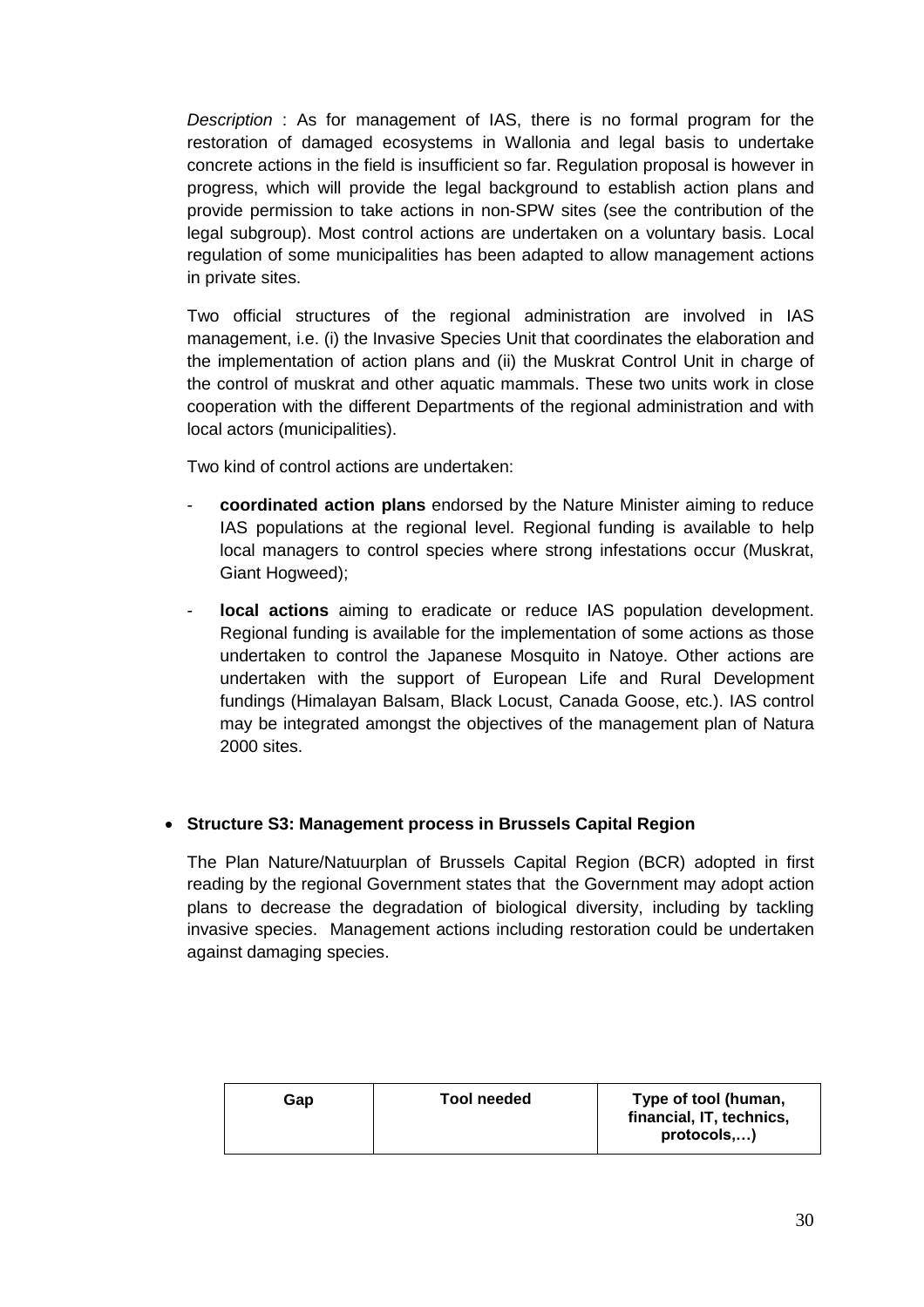*Description* : As for management of IAS, there is no formal program for the restoration of damaged ecosystems in Wallonia and legal basis to undertake concrete actions in the field is insufficient so far. Regulation proposal is however in progress, which will provide the legal background to establish action plans and provide permission to take actions in non-SPW sites (see the contribution of the legal subgroup). Most control actions are undertaken on a voluntary basis. Local regulation of some municipalities has been adapted to allow management actions in private sites.

Two official structures of the regional administration are involved in IAS management, i.e. (i) the Invasive Species Unit that coordinates the elaboration and the implementation of action plans and (ii) the Muskrat Control Unit in charge of the control of muskrat and other aquatic mammals. These two units work in close cooperation with the different Departments of the regional administration and with local actors (municipalities).

Two kind of control actions are undertaken:

- **coordinated action plans** endorsed by the Nature Minister aiming to reduce IAS populations at the regional level. Regional funding is available to help local managers to control species where strong infestations occur (Muskrat, Giant Hogweed);
- **local actions** aiming to eradicate or reduce IAS population development. Regional funding is available for the implementation of some actions as those undertaken to control the Japanese Mosquito in Natoye. Other actions are undertaken with the support of European Life and Rural Development fundings (Himalayan Balsam, Black Locust, Canada Goose, etc.). IAS control may be integrated amongst the objectives of the management plan of Natura 2000 sites.

- **Structure S3: Management process in Brussels Capital Region**

The Plan Nature/Natuurplan of Brussels Capital Region (BCR) adopted in first reading by the regional Government states that the Government may adopt action plans to decrease the degradation of biological diversity, including by tackling invasive species. Management actions including restoration could be undertaken against damaging species.

| Gap | Tool needed | Type of tool (human, financial, IT, technics, protocols,…) |
|---|---|---|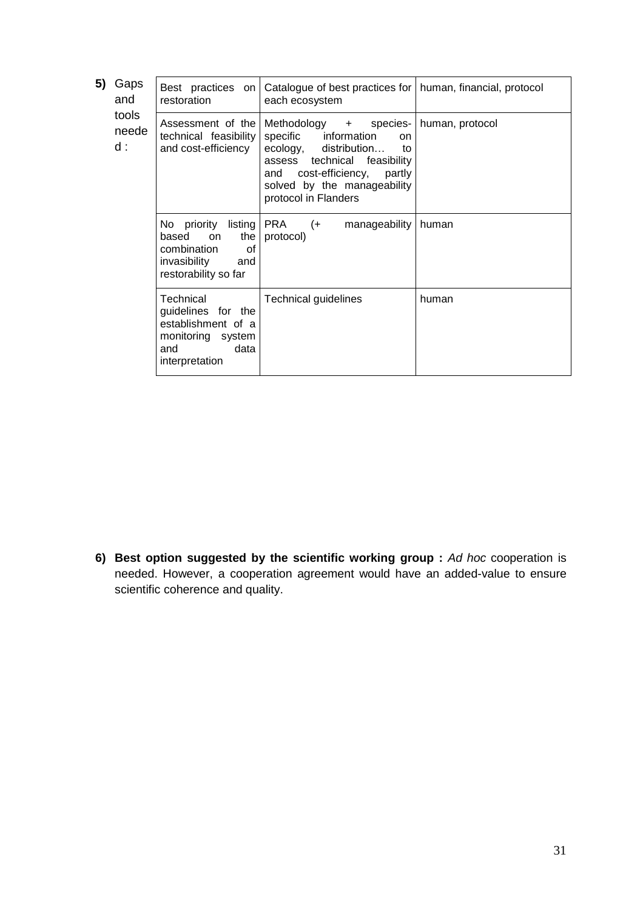**5)** Gaps and tools needed :

| | | |
|---|---|---|
| Best practices on restoration | Catalogue of best practices for each ecosystem | human, financial, protocol |
| Assessment of the technical feasibility and cost-efficiency | Methodology + species-specific information on ecology, distribution… to assess technical feasibility and cost-efficiency, partly solved by the manageability protocol in Flanders | human, protocol |
| No priority listing based on the combination of invasibility and restorability so far | PRA (+ manageability protocol) | human |
| Technical guidelines for the establishment of a monitoring system and data interpretation | Technical guidelines | human |

**6) Best option suggested by the scientific working group :** *Ad hoc* cooperation is needed. However, a cooperation agreement would have an added-value to ensure scientific coherence and quality.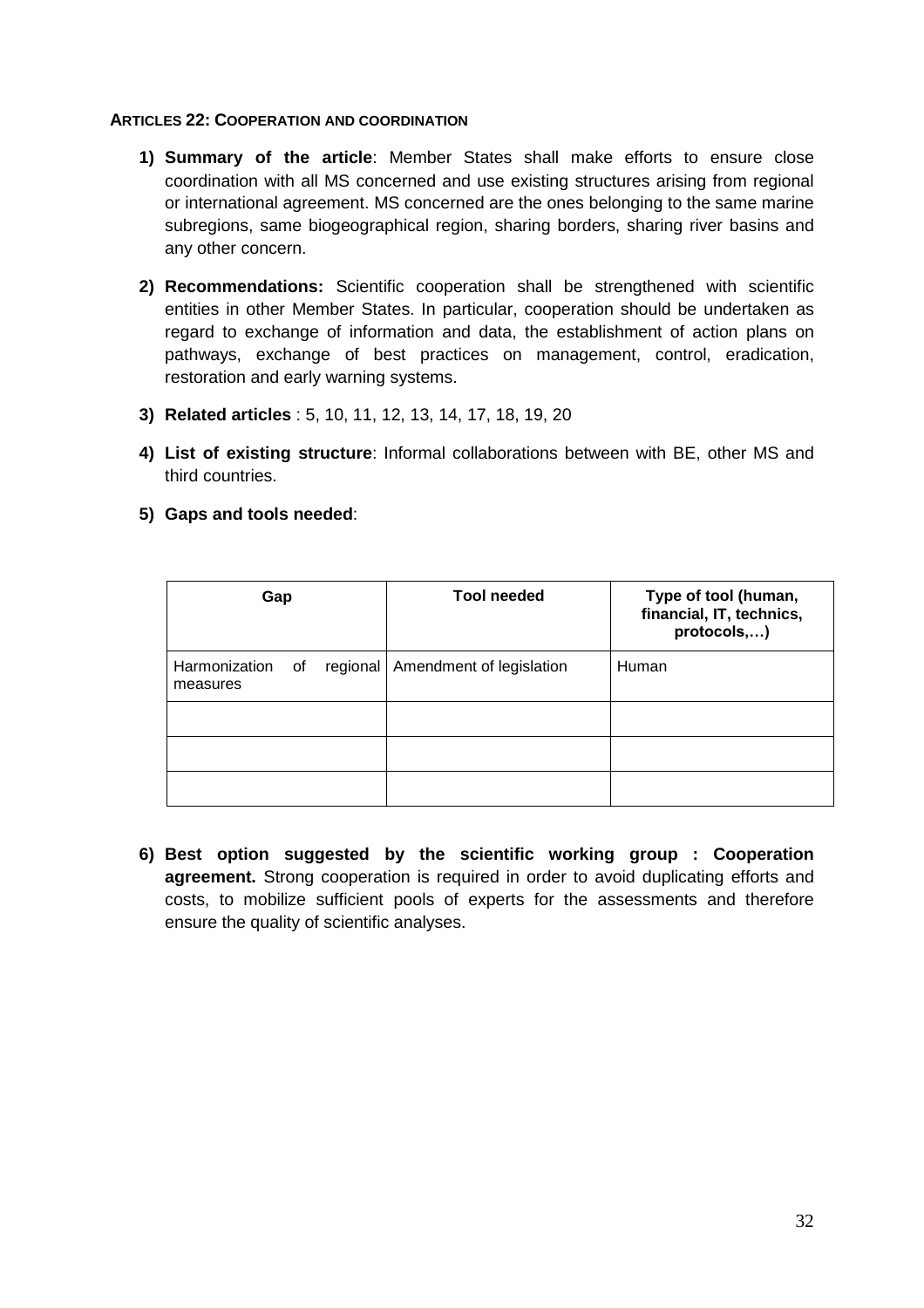#### ARTICLES 22: COOPERATION AND COORDINATION

1) **Summary of the article**: Member States shall make efforts to ensure close coordination with all MS concerned and use existing structures arising from regional or international agreement. MS concerned are the ones belonging to the same marine subregions, same biogeographical region, sharing borders, sharing river basins and any other concern.

2) **Recommendations:** Scientific cooperation shall be strengthened with scientific entities in other Member States. In particular, cooperation should be undertaken as regard to exchange of information and data, the establishment of action plans on pathways, exchange of best practices on management, control, eradication, restoration and early warning systems.

3) **Related articles** : 5, 10, 11, 12, 13, 14, 17, 18, 19, 20

4) **List of existing structure**: Informal collaborations between with BE, other MS and third countries.

5) **Gaps and tools needed**:

| Gap | Tool needed | Type of tool (human, financial, IT, technics, protocols,…) |
|---|---|---|
| Harmonization of regional measures | Amendment of legislation | Human |
| | | |
| | | |
| | | |

6) **Best option suggested by the scientific working group : Cooperation agreement.** Strong cooperation is required in order to avoid duplicating efforts and costs, to mobilize sufficient pools of experts for the assessments and therefore ensure the quality of scientific analyses.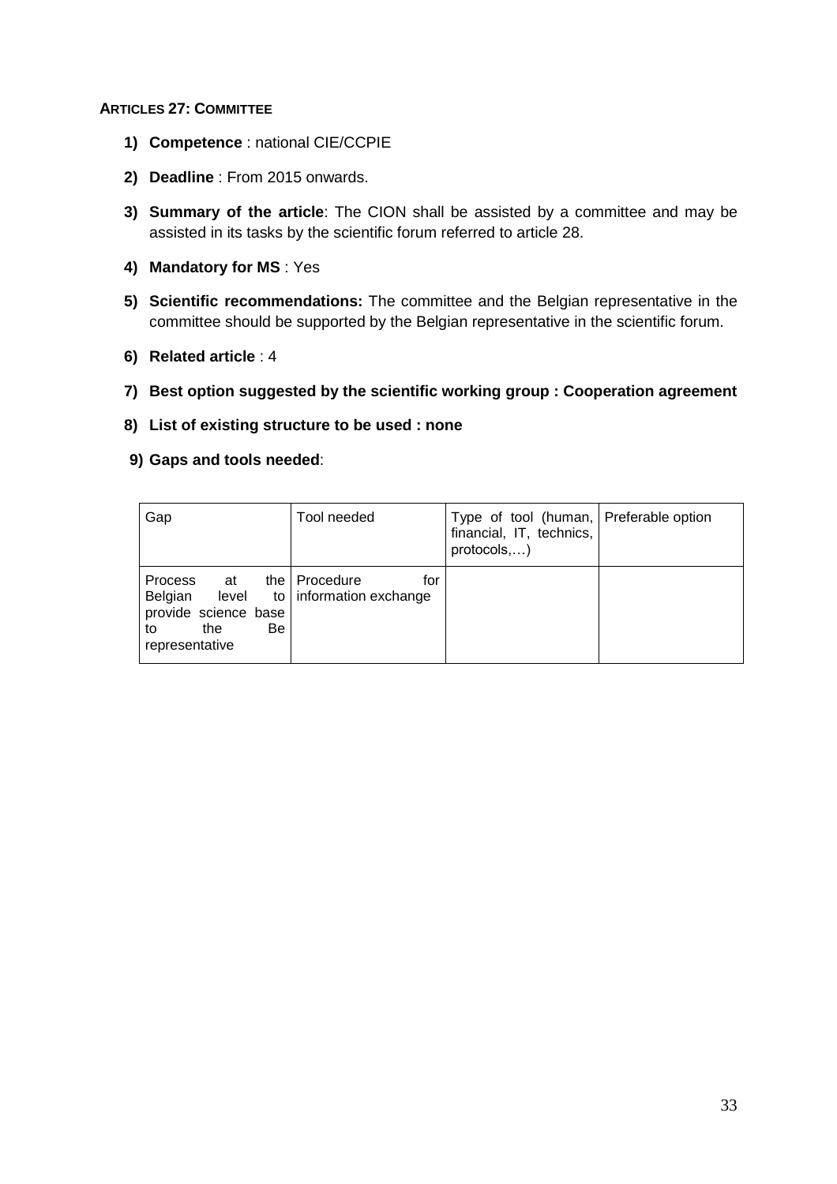**ARTICLES 27: COMMITTEE**

1) **Competence** : national CIE/CCPIE
2) **Deadline** : From 2015 onwards.
3) **Summary of the article**: The CION shall be assisted by a committee and may be assisted in its tasks by the scientific forum referred to article 28.
4) **Mandatory for MS** : Yes
5) **Scientific recommendations:** The committee and the Belgian representative in the committee should be supported by the Belgian representative in the scientific forum.
6) **Related article** : 4
7) **Best option suggested by the scientific working group : Cooperation agreement**
8) **List of existing structure to be used : none**
9) **Gaps and tools needed**:

| Gap | Tool needed | Type of tool (human, financial, IT, technics, protocols,…) | Preferable option |
|---|---|---|---|
| Process at the Belgian level to provide science base to the Be representative | Procedure for information exchange | | |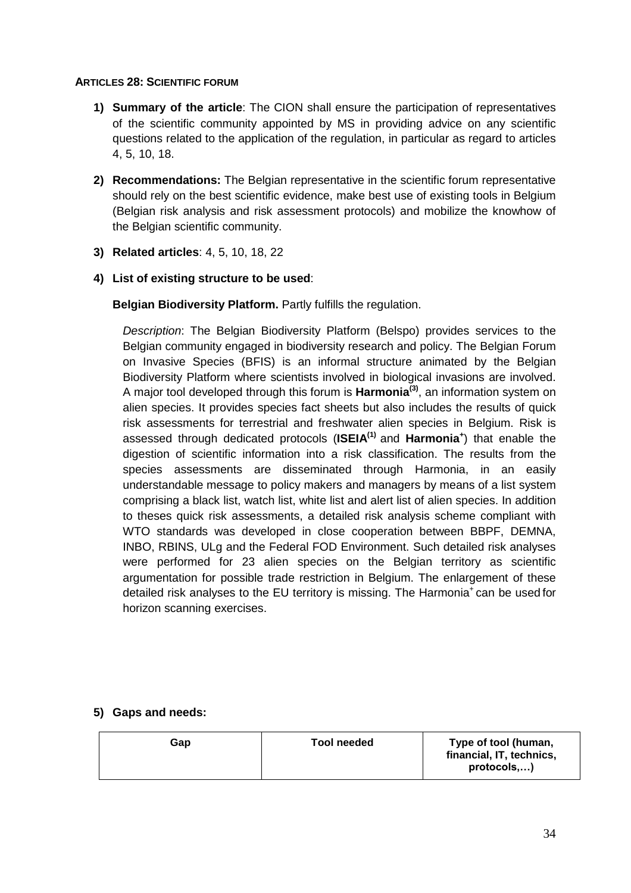#### ARTICLES 28: SCIENTIFIC FORUM

1) **Summary of the article**: The CION shall ensure the participation of representatives of the scientific community appointed by MS in providing advice on any scientific questions related to the application of the regulation, in particular as regard to articles 4, 5, 10, 18.

2) **Recommendations:** The Belgian representative in the scientific forum representative should rely on the best scientific evidence, make best use of existing tools in Belgium (Belgian risk analysis and risk assessment protocols) and mobilize the knowhow of the Belgian scientific community.

3) **Related articles**: 4, 5, 10, 18, 22

4) **List of existing structure to be used**:

   **Belgian Biodiversity Platform.** Partly fulfills the regulation.

   *Description*: The Belgian Biodiversity Platform (Belspo) provides services to the Belgian community engaged in biodiversity research and policy. The Belgian Forum on Invasive Species (BFIS) is an informal structure animated by the Belgian Biodiversity Platform where scientists involved in biological invasions are involved. A major tool developed through this forum is **Harmonia**[(3)], an information system on alien species. It provides species fact sheets but also includes the results of quick risk assessments for terrestrial and freshwater alien species in Belgium. Risk is assessed through dedicated protocols (**ISEIA**[(1)] and **Harmonia**[+]) that enable the digestion of scientific information into a risk classification. The results from the species assessments are disseminated through Harmonia, in an easily understandable message to policy makers and managers by means of a list system comprising a black list, watch list, white list and alert list of alien species. In addition to theses quick risk assessments, a detailed risk analysis scheme compliant with WTO standards was developed in close cooperation between BBPF, DEMNA, INBO, RBINS, ULg and the Federal FOD Environment. Such detailed risk analyses were performed for 23 alien species on the Belgian territory as scientific argumentation for possible trade restriction in Belgium. The enlargement of these detailed risk analyses to the EU territory is missing. The Harmonia[+] can be used for horizon scanning exercises.

5) **Gaps and needs:**

| Gap | Tool needed | Type of tool (human, financial, IT, technics, protocols,…) |
|---|---|---|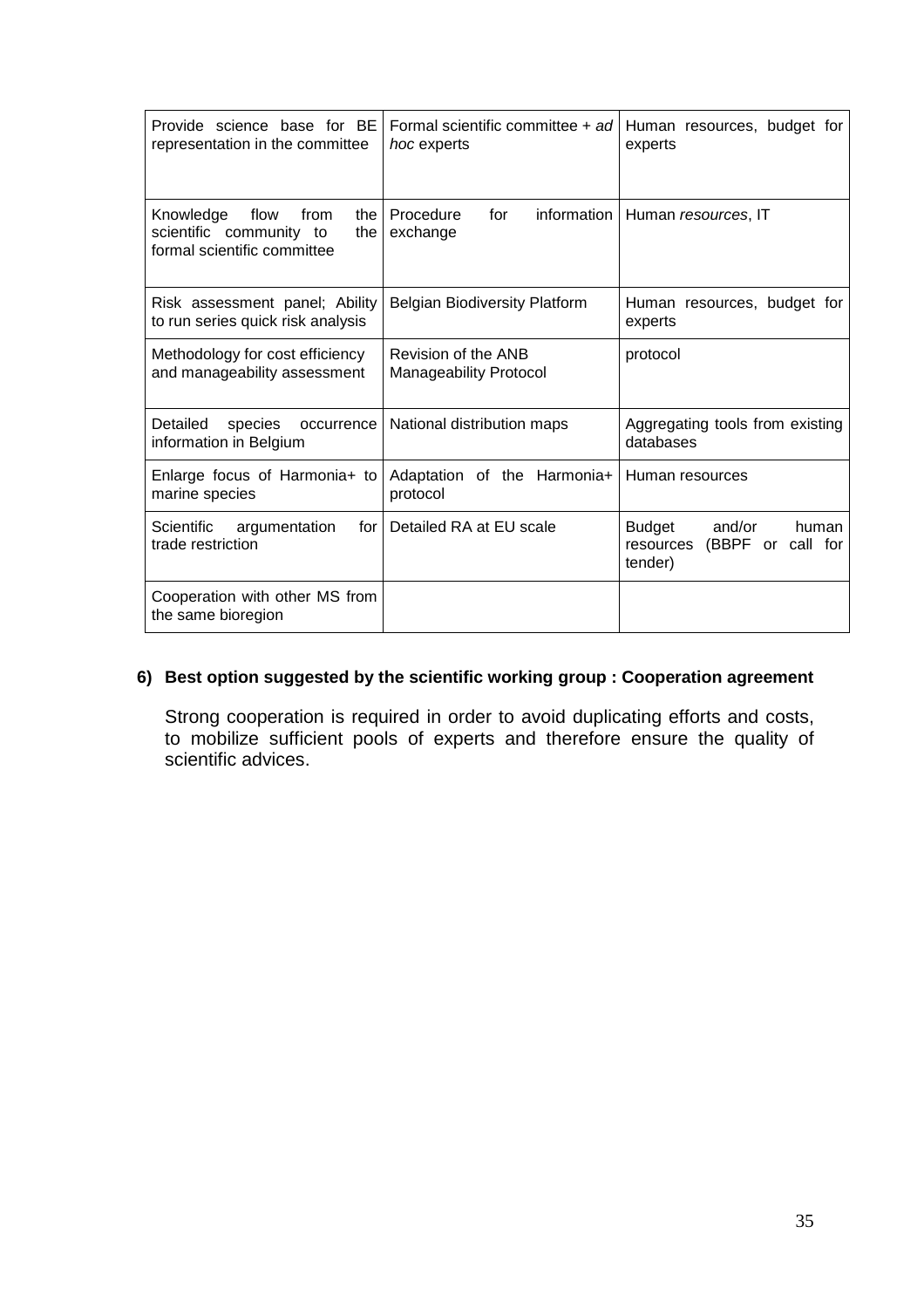| Provide science base for BE representation in the committee | Formal scientific committee + *ad hoc* experts | Human resources, budget for experts |
|---|---|---|
| Knowledge flow from the scientific community to the formal scientific committee | Procedure for information exchange | Human *resources*, IT |
| Risk assessment panel; Ability to run series quick risk analysis | Belgian Biodiversity Platform | Human resources, budget for experts |
| Methodology for cost efficiency and manageability assessment | Revision of the ANB Manageability Protocol | protocol |
| Detailed species occurrence information in Belgium | National distribution maps | Aggregating tools from existing databases |
| Enlarge focus of Harmonia+ to marine species | Adaptation of the Harmonia+ protocol | Human resources |
| Scientific argumentation for trade restriction | Detailed RA at EU scale | Budget and/or human resources (BBPF or call for tender) |
| Cooperation with other MS from the same bioregion | | |

**6) Best option suggested by the scientific working group : Cooperation agreement**

Strong cooperation is required in order to avoid duplicating efforts and costs, to mobilize sufficient pools of experts and therefore ensure the quality of scientific advices.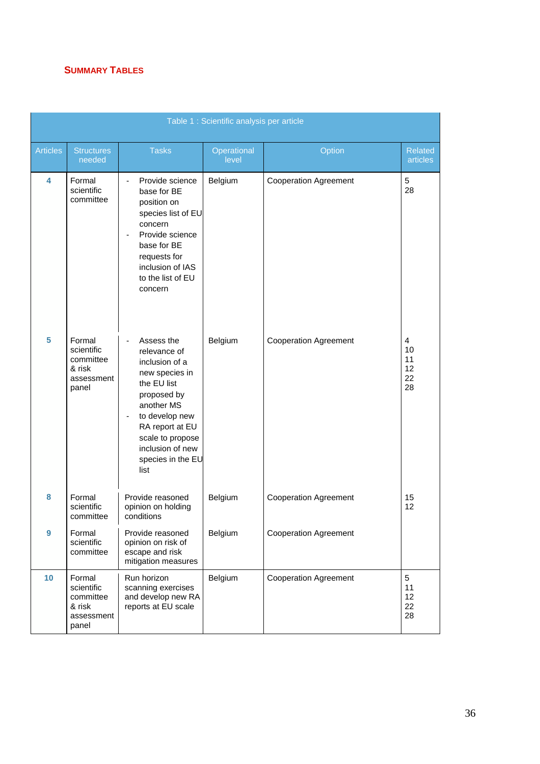## SUMMARY TABLES

| Table 1 : Scientific analysis per article | | | | | |
|---|---|---|---|---|---|
| Articles | Structures needed | Tasks | Operational level | Option | Related articles |
| **4** | Formal scientific committee | - Provide science base for BE position on species list of EU concern<br>- Provide science base for BE requests for inclusion of IAS to the list of EU concern | Belgium | Cooperation Agreement | 5<br>28 |
| **5** | Formal scientific committee & risk assessment panel | - Assess the relevance of inclusion of a new species in the EU list proposed by another MS<br>- to develop new RA report at EU scale to propose inclusion of new species in the EU list | Belgium | Cooperation Agreement | 4<br>10<br>11<br>12<br>22<br>28 |
| **8** | Formal scientific committee | Provide reasoned opinion on holding conditions | Belgium | Cooperation Agreement | 15<br>12 |
| **9** | Formal scientific committee | Provide reasoned opinion on risk of escape and risk mitigation measures | Belgium | Cooperation Agreement | |
| **10** | Formal scientific committee & risk assessment panel | Run horizon scanning exercises and develop new RA reports at EU scale | Belgium | Cooperation Agreement | 5<br>11<br>12<br>22<br>28 |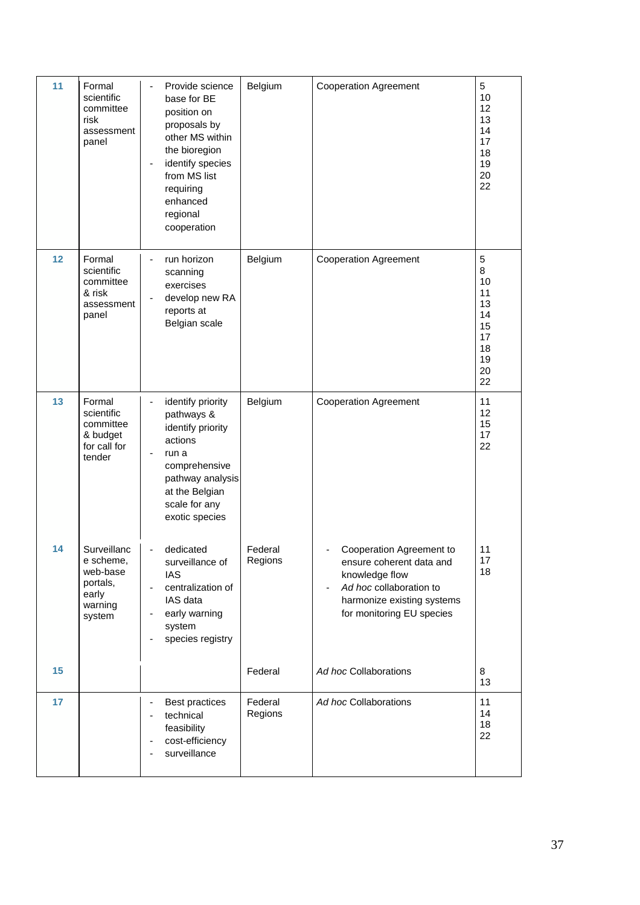| 11 | Formal scientific committee risk assessment panel | - Provide science base for BE position on proposals by other MS within the bioregion<br>- identify species from MS list requiring enhanced regional cooperation | Belgium | Cooperation Agreement | 5<br>10<br>12<br>13<br>14<br>17<br>18<br>19<br>20<br>22 |
|---|---|---|---|---|---|
| 12 | Formal scientific committee & risk assessment panel | - run horizon scanning exercises<br>- develop new RA reports at Belgian scale | Belgium | Cooperation Agreement | 5<br>8<br>10<br>11<br>13<br>14<br>15<br>17<br>18<br>19<br>20<br>22 |
| 13 | Formal scientific committee & budget for call for tender | - identify priority pathways & identify priority actions<br>- run a comprehensive pathway analysis at the Belgian scale for any exotic species | Belgium | Cooperation Agreement | 11<br>12<br>15<br>17<br>22 |
| 14 | Surveillance scheme, web-base portals, early warning system | - dedicated surveillance of IAS<br>- centralization of IAS data<br>- early warning system<br>- species registry | Federal<br>Regions | - Cooperation Agreement to ensure coherent data and knowledge flow<br>- *Ad hoc* collaboration to harmonize existing systems for monitoring EU species | 11<br>17<br>18 |
| 15 | | | Federal | *Ad hoc* Collaborations | 8<br>13 |
| 17 | | - Best practices<br>- technical feasibility<br>- cost-efficiency<br>- surveillance | Federal<br>Regions | *Ad hoc* Collaborations | 11<br>14<br>18<br>22 |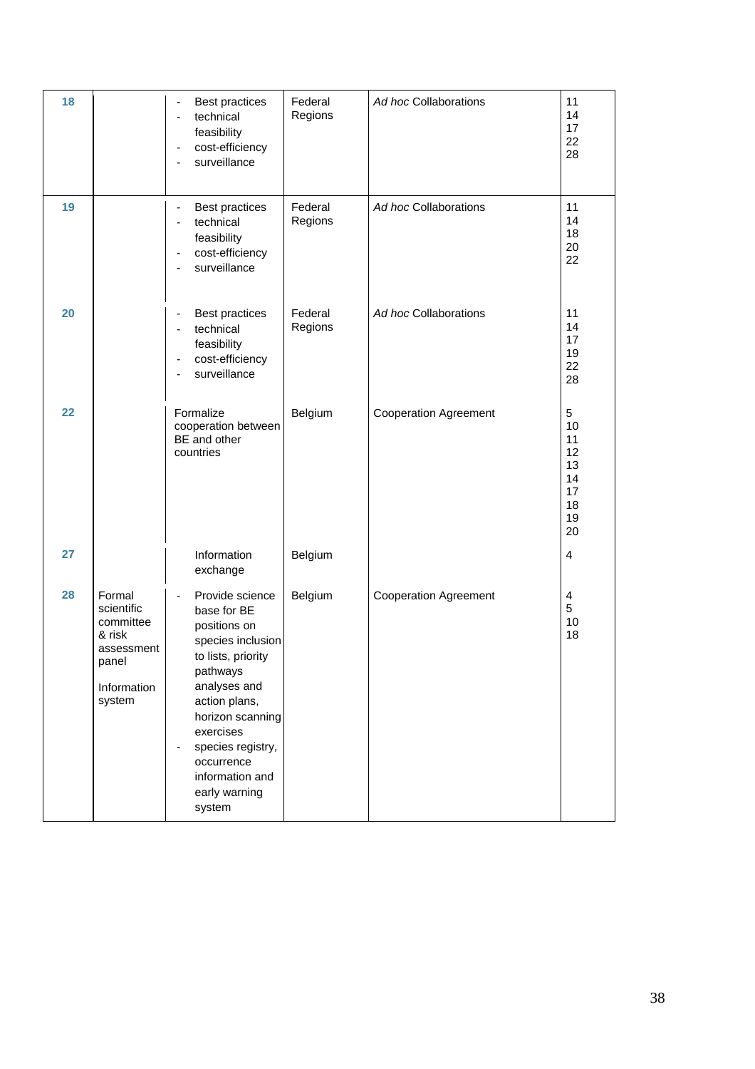| | | | | | |
|---|---|---|---|---|---|
| 18 | | - Best practices<br>- technical feasibility<br>- cost-efficiency<br>- surveillance | Federal<br>Regions | *Ad hoc* Collaborations | 11<br>14<br>17<br>22<br>28 |
| 19 | | - Best practices<br>- technical feasibility<br>- cost-efficiency<br>- surveillance | Federal<br>Regions | *Ad hoc* Collaborations | 11<br>14<br>18<br>20<br>22 |
| 20 | | - Best practices<br>- technical feasibility<br>- cost-efficiency<br>- surveillance | Federal<br>Regions | *Ad hoc* Collaborations | 11<br>14<br>17<br>19<br>22<br>28 |
| 22 | | Formalize cooperation between BE and other countries | Belgium | Cooperation Agreement | 5<br>10<br>11<br>12<br>13<br>14<br>17<br>18<br>19<br>20 |
| 27 | | Information exchange | Belgium | | 4 |
| 28 | Formal scientific committee & risk assessment panel<br><br>Information system | - Provide science base for BE positions on species inclusion to lists, priority pathways analyses and action plans, horizon scanning exercises<br>- species registry, occurrence information and early warning system | Belgium | Cooperation Agreement | 4<br>5<br>10<br>18 |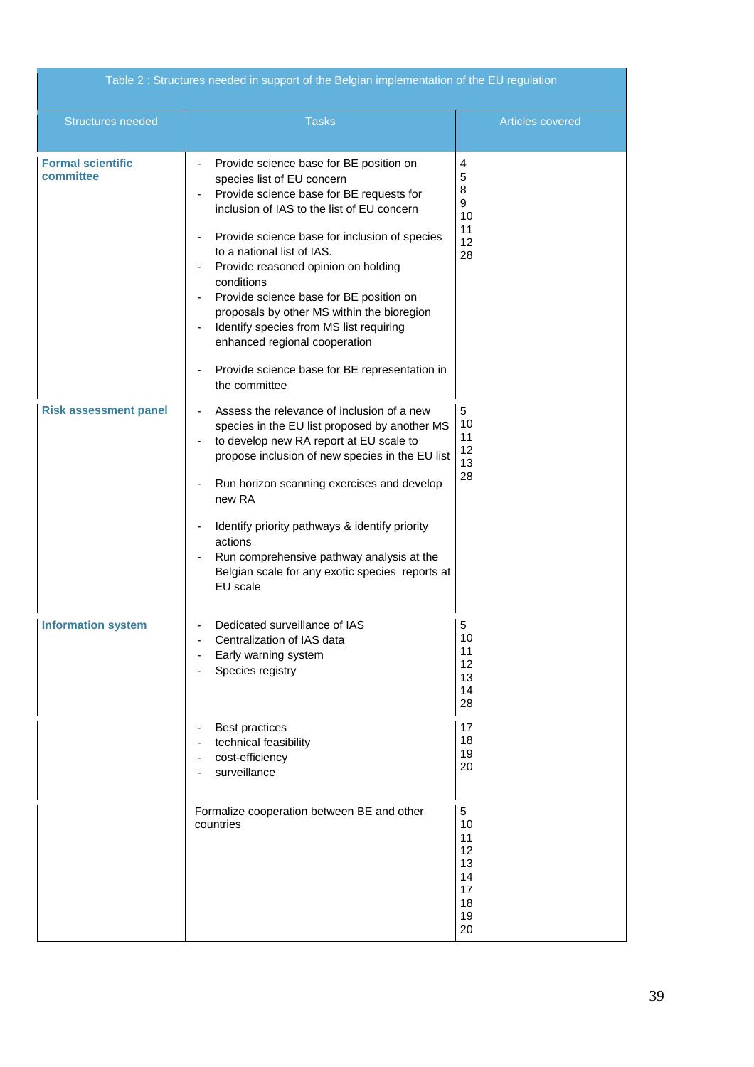| Table 2 : Structures needed in support of the Belgian implementation of the EU regulation | | |
|---|---|---|
| **Structures needed** | **Tasks** | **Articles covered** |
| **Formal scientific committee** | - Provide science base for BE position on species list of EU concern<br>- Provide science base for BE requests for inclusion of IAS to the list of EU concern<br><br>- Provide science base for inclusion of species to a national list of IAS.<br>- Provide reasoned opinion on holding conditions<br>- Provide science base for BE position on proposals by other MS within the bioregion<br>- Identify species from MS list requiring enhanced regional cooperation<br><br>- Provide science base for BE representation in the committee | 4<br>5<br>8<br>9<br>10<br>11<br>12<br>28 |
| **Risk assessment panel** | - Assess the relevance of inclusion of a new species in the EU list proposed by another MS<br>- to develop new RA report at EU scale to propose inclusion of new species in the EU list<br><br>- Run horizon scanning exercises and develop new RA<br><br>- Identify priority pathways & identify priority actions<br>- Run comprehensive pathway analysis at the Belgian scale for any exotic species reports at EU scale | 5<br>10<br>11<br>12<br>13<br>28 |
| **Information system** | - Dedicated surveillance of IAS<br>- Centralization of IAS data<br>- Early warning system<br>- Species registry | 5<br>10<br>11<br>12<br>13<br>14<br>28 |
| | - Best practices<br>- technical feasibility<br>- cost-efficiency<br>- surveillance | 17<br>18<br>19<br>20 |
| | Formalize cooperation between BE and other countries | 5<br>10<br>11<br>12<br>13<br>14<br>17<br>18<br>19<br>20 |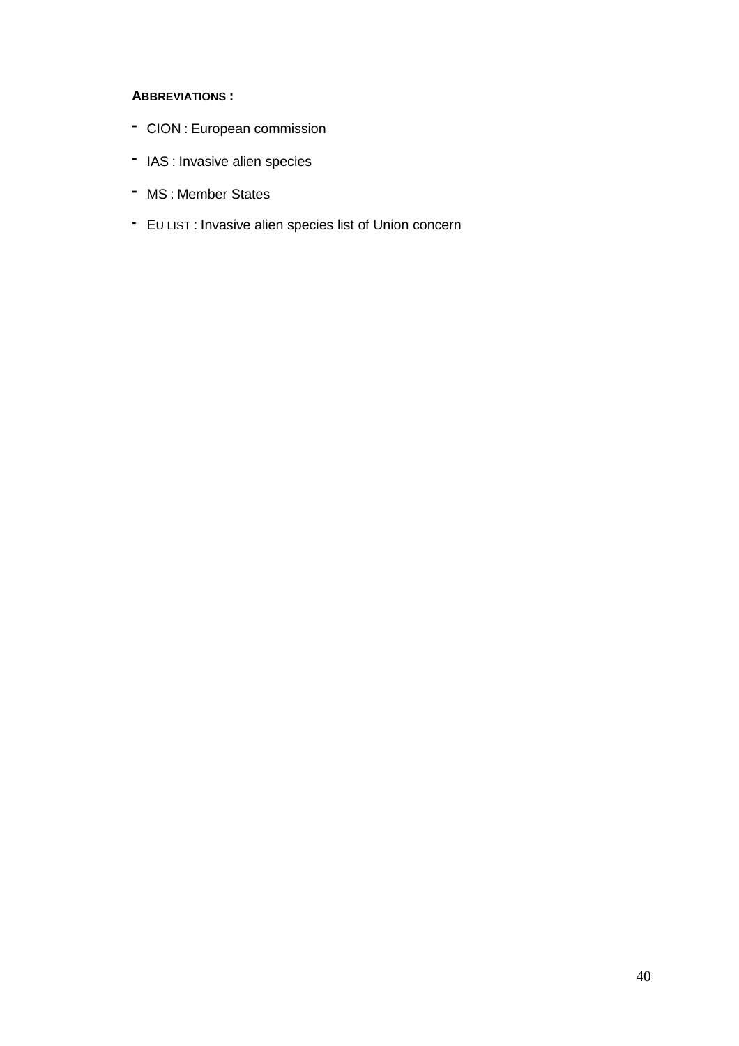**ABBREVIATIONS :**

- CION : European commission
- IAS : Invasive alien species
- MS : Member States
- EU LIST : Invasive alien species list of Union concern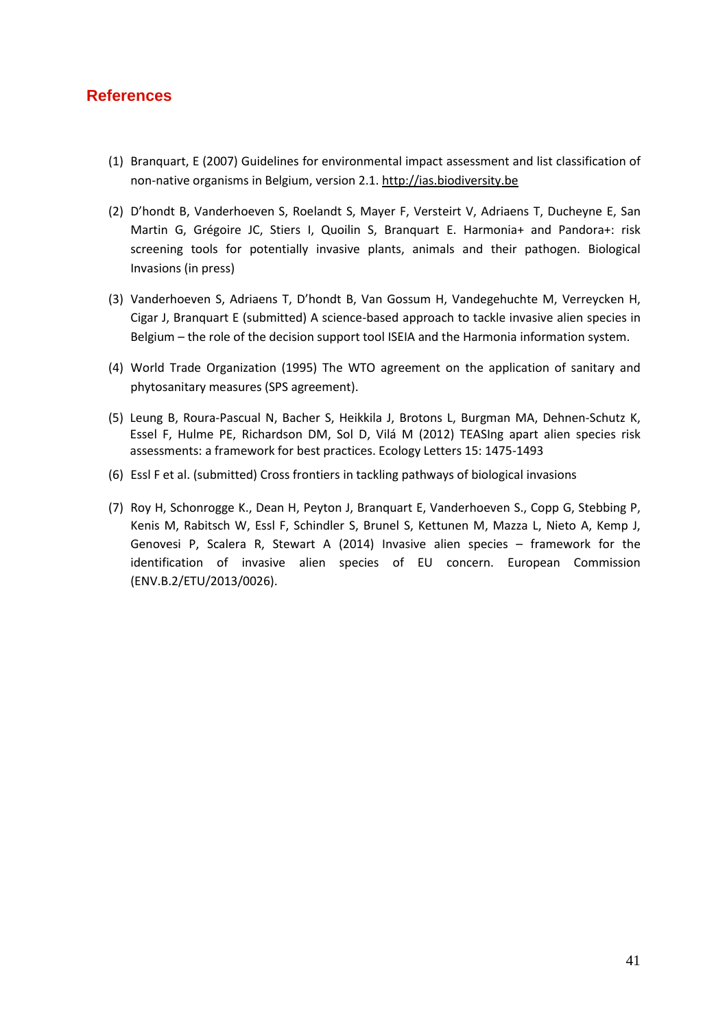## References

(1) Branquart, E (2007) Guidelines for environmental impact assessment and list classification of non-native organisms in Belgium, version 2.1. http://ias.biodiversity.be

(2) D'hondt B, Vanderhoeven S, Roelandt S, Mayer F, Versteirt V, Adriaens T, Ducheyne E, San Martin G, Grégoire JC, Stiers I, Quoilin S, Branquart E. Harmonia+ and Pandora+: risk screening tools for potentially invasive plants, animals and their pathogen. Biological Invasions (in press)

(3) Vanderhoeven S, Adriaens T, D'hondt B, Van Gossum H, Vandegehuchte M, Verreycken H, Cigar J, Branquart E (submitted) A science-based approach to tackle invasive alien species in Belgium – the role of the decision support tool ISEIA and the Harmonia information system.

(4) World Trade Organization (1995) The WTO agreement on the application of sanitary and phytosanitary measures (SPS agreement).

(5) Leung B, Roura-Pascual N, Bacher S, Heikkila J, Brotons L, Burgman MA, Dehnen-Schutz K, Essel F, Hulme PE, Richardson DM, Sol D, Vilá M (2012) TEASIng apart alien species risk assessments: a framework for best practices. Ecology Letters 15: 1475-1493

(6) Essl F et al. (submitted) Cross frontiers in tackling pathways of biological invasions

(7) Roy H, Schonrogge K., Dean H, Peyton J, Branquart E, Vanderhoeven S., Copp G, Stebbing P, Kenis M, Rabitsch W, Essl F, Schindler S, Brunel S, Kettunen M, Mazza L, Nieto A, Kemp J, Genovesi P, Scalera R, Stewart A (2014) Invasive alien species – framework for the identification of invasive alien species of EU concern. European Commission (ENV.B.2/ETU/2013/0026).